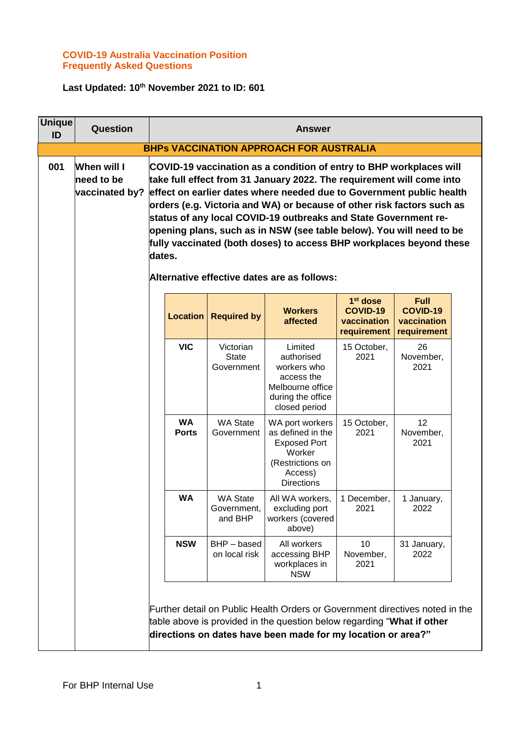**COVID-19 Australia Vaccination Position**
**Frequently Asked Questions**

**Last Updated: 10th November 2021 to ID: 601**

| Unique ID | Question | Answer |
|---|---|---|
| | | **BHPs VACCINATION APPROACH FOR AUSTRALIA** |
| 001 | When will I need to be vaccinated by? | **COVID-19 vaccination as a condition of entry to BHP workplaces will take full effect from 31 January 2022. The requirement will come into effect on earlier dates where needed due to Government public health orders (e.g. Victoria and WA) or because of other risk factors such as status of any local COVID-19 outbreaks and State Government re-opening plans, such as in NSW (see table below). You will need to be fully vaccinated (both doses) to access BHP workplaces beyond these dates.**<br><br>**Alternative effective dates are as follows:** |

| Location | Required by | Workers affected | 1st dose COVID-19 vaccination requirement | Full COVID-19 vaccination requirement |
|---|---|---|---|---|
| **VIC** | Victorian State Government | Limited authorised workers who access the Melbourne office during the office closed period | 15 October, 2021 | 26 November, 2021 |
| **WA Ports** | WA State Government | WA port workers as defined in the Exposed Port Worker (Restrictions on Access) Directions | 15 October, 2021 | 12 November, 2021 |
| **WA** | WA State Government, and BHP | All WA workers, excluding port workers (covered above) | 1 December, 2021 | 1 January, 2022 |
| **NSW** | BHP – based on local risk | All workers accessing BHP workplaces in NSW | 10 November, 2021 | 31 January, 2022 |

Further detail on Public Health Orders or Government directives noted in the table above is provided in the question below regarding "**What if other directions on dates have been made for my location or area?"**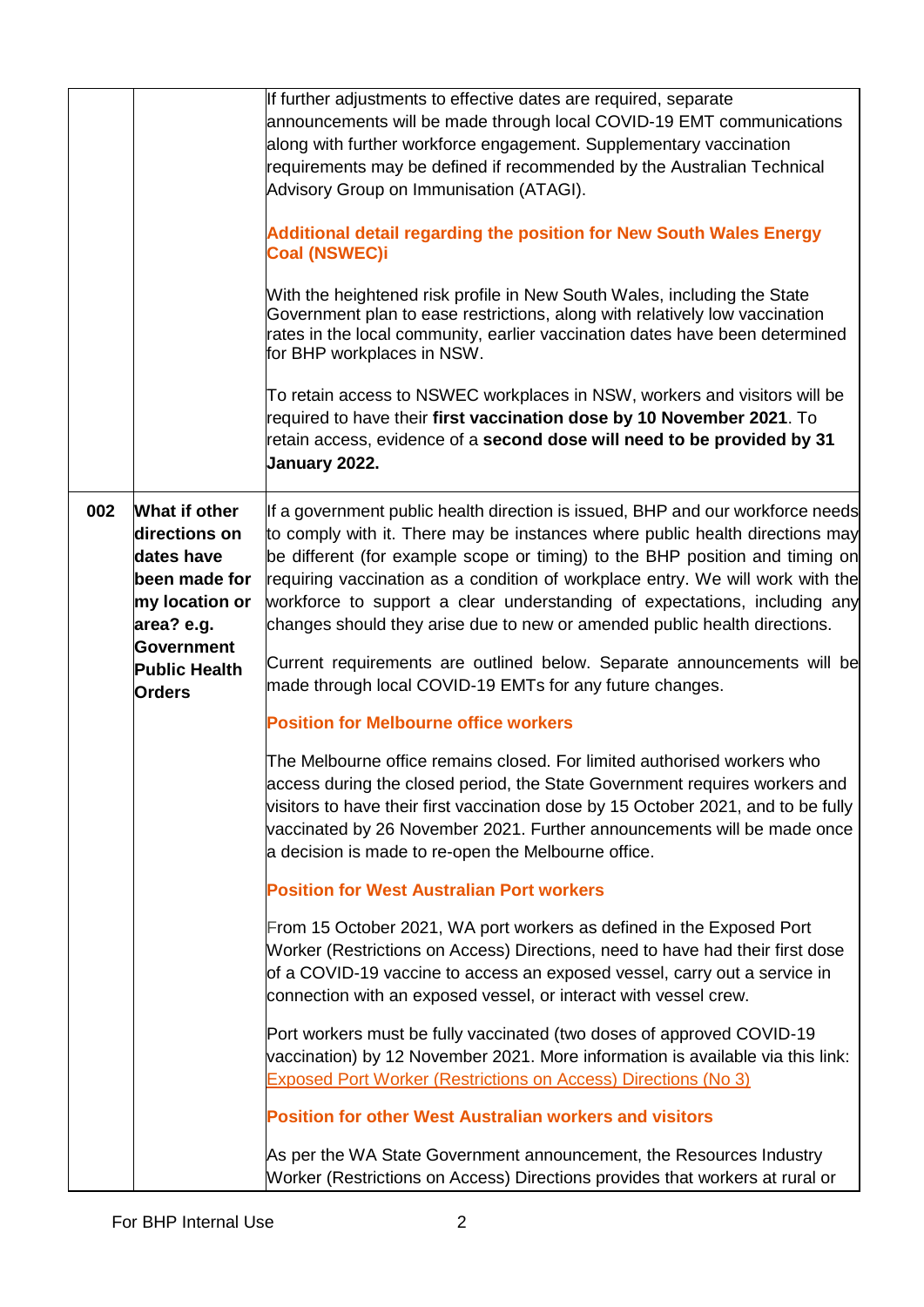| | | |
|---|---|---|
| | | If further adjustments to effective dates are required, separate announcements will be made through local COVID-19 EMT communications along with further workforce engagement. Supplementary vaccination requirements may be defined if recommended by the Australian Technical Advisory Group on Immunisation (ATAGI).<br><br>**Additional detail regarding the position for New South Wales Energy Coal (NSWEC)i**<br><br>With the heightened risk profile in New South Wales, including the State Government plan to ease restrictions, along with relatively low vaccination rates in the local community, earlier vaccination dates have been determined for BHP workplaces in NSW.<br><br>To retain access to NSWEC workplaces in NSW, workers and visitors will be required to have their **first vaccination dose by 10 November 2021**. To retain access, evidence of a **second dose will need to be provided by 31 January 2022.** |
| **002** | **What if other directions on dates have been made for my location or area? e.g. Government Public Health Orders** | If a government public health direction is issued, BHP and our workforce needs to comply with it. There may be instances where public health directions may be different (for example scope or timing) to the BHP position and timing on requiring vaccination as a condition of workplace entry. We will work with the workforce to support a clear understanding of expectations, including any changes should they arise due to new or amended public health directions.<br><br>Current requirements are outlined below. Separate announcements will be made through local COVID-19 EMTs for any future changes.<br><br>**Position for Melbourne office workers**<br><br>The Melbourne office remains closed. For limited authorised workers who access during the closed period, the State Government requires workers and visitors to have their first vaccination dose by 15 October 2021, and to be fully vaccinated by 26 November 2021. Further announcements will be made once a decision is made to re-open the Melbourne office.<br><br>**Position for West Australian Port workers**<br><br>From 15 October 2021, WA port workers as defined in the Exposed Port Worker (Restrictions on Access) Directions, need to have had their first dose of a COVID-19 vaccine to access an exposed vessel, carry out a service in connection with an exposed vessel, or interact with vessel crew.<br><br>Port workers must be fully vaccinated (two doses of approved COVID-19 vaccination) by 12 November 2021. More information is available via this link: Exposed Port Worker (Restrictions on Access) Directions (No 3)<br><br>**Position for other West Australian workers and visitors**<br><br>As per the WA State Government announcement, the Resources Industry Worker (Restrictions on Access) Directions provides that workers at rural or |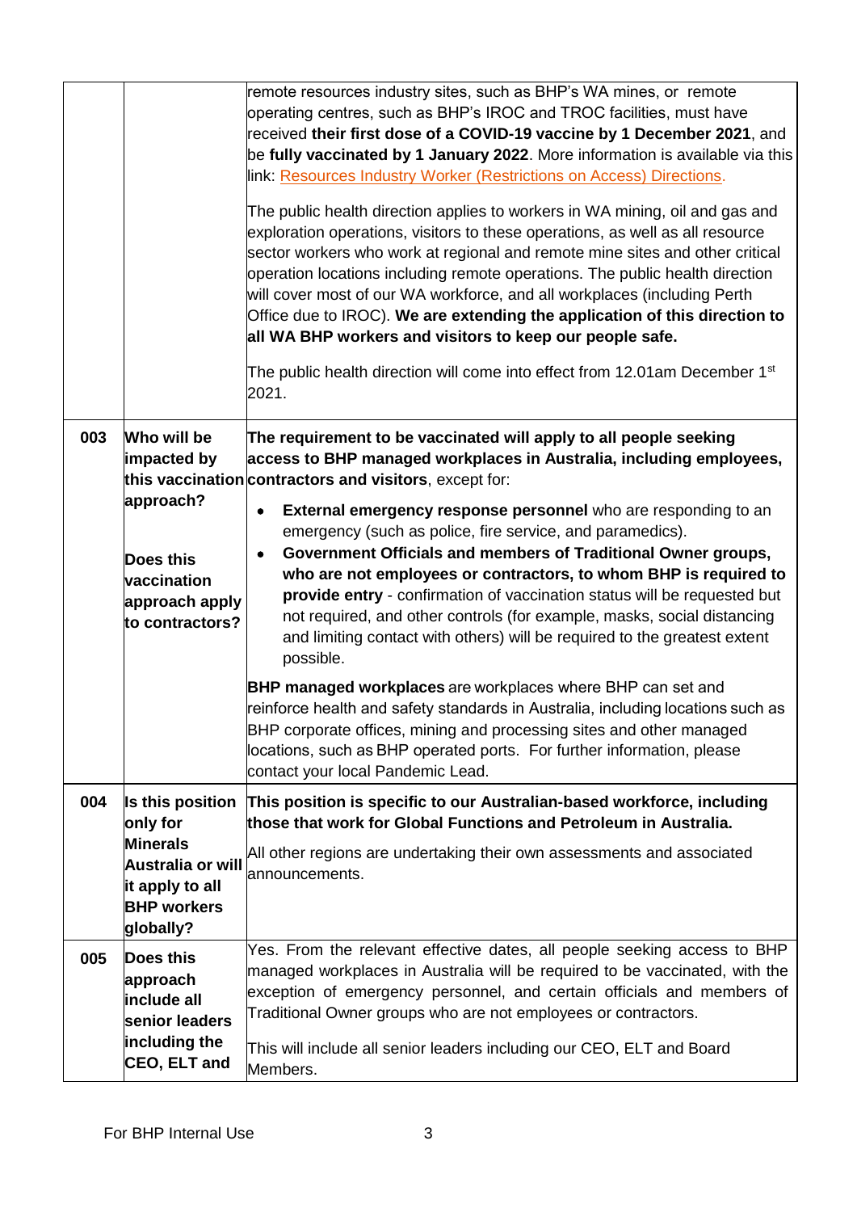| | | |
|---|---|---|
| | | remote resources industry sites, such as BHP's WA mines, or remote operating centres, such as BHP's IROC and TROC facilities, must have received **their first dose of a COVID-19 vaccine by 1 December 2021**, and be **fully vaccinated by 1 January 2022**. More information is available via this link: Resources Industry Worker (Restrictions on Access) Directions.<br><br>The public health direction applies to workers in WA mining, oil and gas and exploration operations, visitors to these operations, as well as all resource sector workers who work at regional and remote mine sites and other critical operation locations including remote operations. The public health direction will cover most of our WA workforce, and all workplaces (including Perth Office due to IROC). **We are extending the application of this direction to all WA BHP workers and visitors to keep our people safe.**<br><br>The public health direction will come into effect from 12.01am December 1st 2021. |
| 003 | **Who will be impacted by this vaccination approach?**<br><br>**Does this vaccination approach apply to contractors?** | **The requirement to be vaccinated will apply to all people seeking access to BHP managed workplaces in Australia, including employees, contractors and visitors**, except for:<br>• **External emergency response personnel** who are responding to an emergency (such as police, fire service, and paramedics).<br>• **Government Officials and members of Traditional Owner groups, who are not employees or contractors, to whom BHP is required to provide entry** - confirmation of vaccination status will be requested but not required, and other controls (for example, masks, social distancing and limiting contact with others) will be required to the greatest extent possible.<br><br>**BHP managed workplaces** are workplaces where BHP can set and reinforce health and safety standards in Australia, including locations such as BHP corporate offices, mining and processing sites and other managed locations, such as BHP operated ports. For further information, please contact your local Pandemic Lead. |
| 004 | **Is this position only for Minerals Australia or will it apply to all BHP workers globally?** | **This position is specific to our Australian-based workforce, including those that work for Global Functions and Petroleum in Australia.**<br><br>All other regions are undertaking their own assessments and associated announcements. |
| 005 | **Does this approach include all senior leaders including the CEO, ELT and** | Yes. From the relevant effective dates, all people seeking access to BHP managed workplaces in Australia will be required to be vaccinated, with the exception of emergency personnel, and certain officials and members of Traditional Owner groups who are not employees or contractors.<br><br>This will include all senior leaders including our CEO, ELT and Board Members. |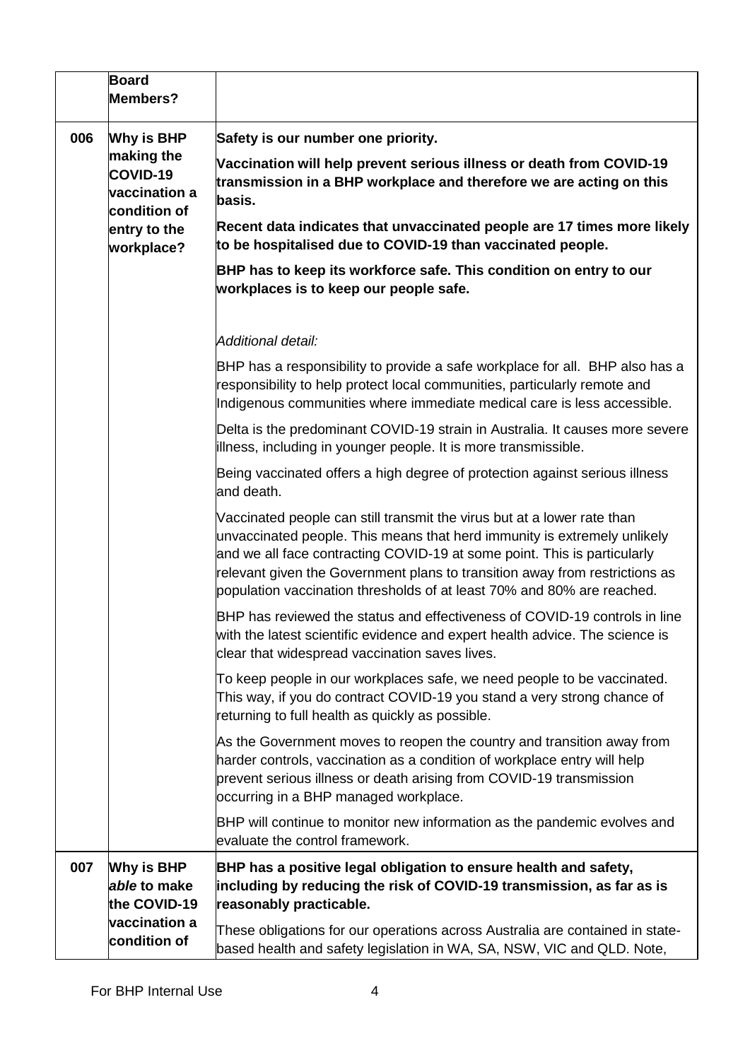| | | |
|---|---|---|
| | **Board Members?** | |
| **006** | **Why is BHP making the COVID-19 vaccination a condition of entry to the workplace?** | **Safety is our number one priority.**<br><br>**Vaccination will help prevent serious illness or death from COVID-19 transmission in a BHP workplace and therefore we are acting on this basis.**<br><br>**Recent data indicates that unvaccinated people are 17 times more likely to be hospitalised due to COVID-19 than vaccinated people.**<br><br>**BHP has to keep its workforce safe. This condition on entry to our workplaces is to keep our people safe.**<br><br>*Additional detail:*<br><br>BHP has a responsibility to provide a safe workplace for all. BHP also has a responsibility to help protect local communities, particularly remote and Indigenous communities where immediate medical care is less accessible.<br><br>Delta is the predominant COVID-19 strain in Australia. It causes more severe illness, including in younger people. It is more transmissible.<br><br>Being vaccinated offers a high degree of protection against serious illness and death.<br><br>Vaccinated people can still transmit the virus but at a lower rate than unvaccinated people. This means that herd immunity is extremely unlikely and we all face contracting COVID-19 at some point. This is particularly relevant given the Government plans to transition away from restrictions as population vaccination thresholds of at least 70% and 80% are reached.<br><br>BHP has reviewed the status and effectiveness of COVID-19 controls in line with the latest scientific evidence and expert health advice. The science is clear that widespread vaccination saves lives.<br><br>To keep people in our workplaces safe, we need people to be vaccinated. This way, if you do contract COVID-19 you stand a very strong chance of returning to full health as quickly as possible.<br><br>As the Government moves to reopen the country and transition away from harder controls, vaccination as a condition of workplace entry will help prevent serious illness or death arising from COVID-19 transmission occurring in a BHP managed workplace.<br><br>BHP will continue to monitor new information as the pandemic evolves and evaluate the control framework. |
| **007** | **Why is BHP *able* to make the COVID-19 vaccination a condition of** | **BHP has a positive legal obligation to ensure health and safety, including by reducing the risk of COVID-19 transmission, as far as is reasonably practicable.**<br><br>These obligations for our operations across Australia are contained in state-based health and safety legislation in WA, SA, NSW, VIC and QLD. Note, |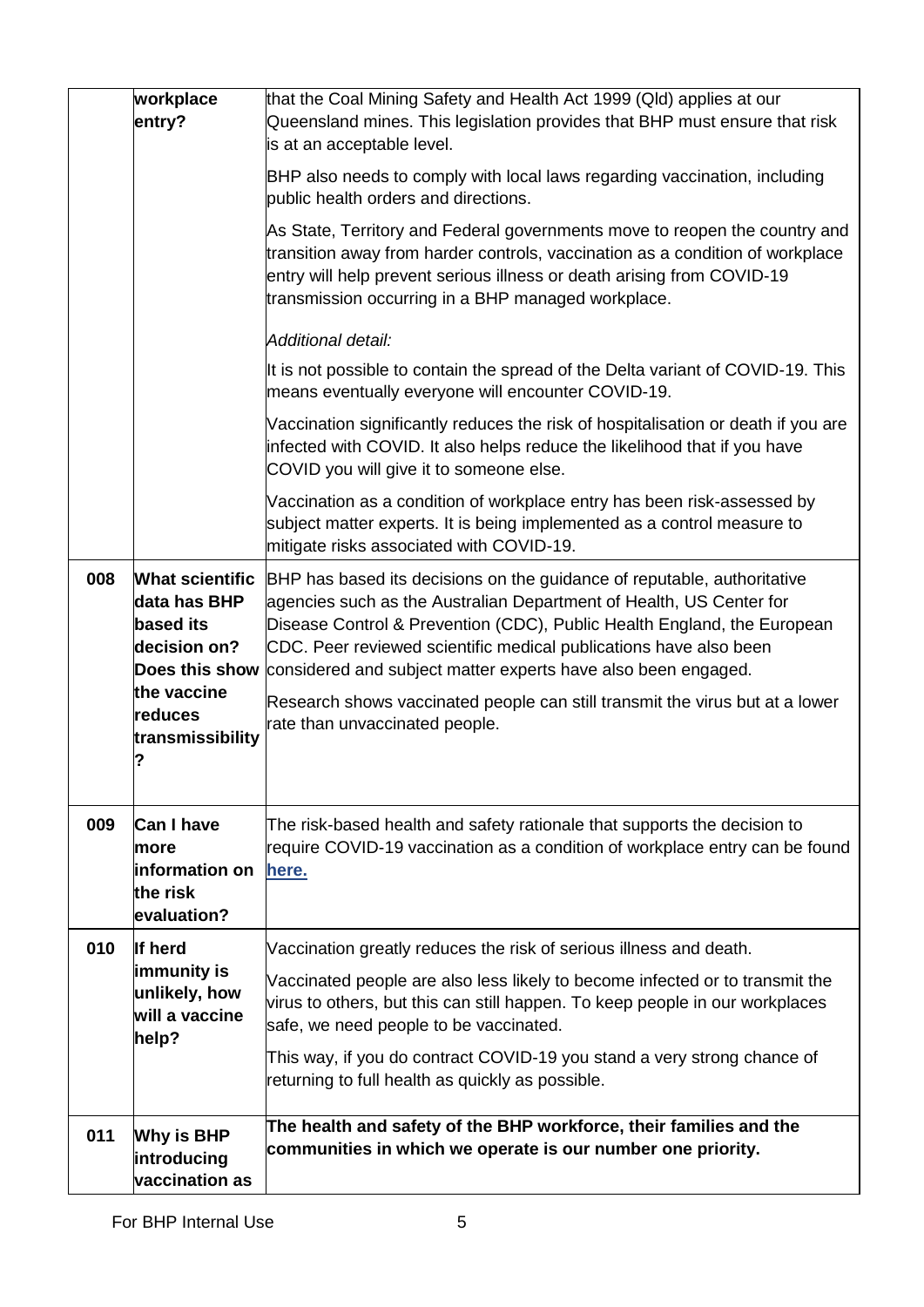|  | workplace entry? | that the Coal Mining Safety and Health Act 1999 (Qld) applies at our Queensland mines. This legislation provides that BHP must ensure that risk is at an acceptable level.<br><br>BHP also needs to comply with local laws regarding vaccination, including public health orders and directions.<br><br>As State, Territory and Federal governments move to reopen the country and transition away from harder controls, vaccination as a condition of workplace entry will help prevent serious illness or death arising from COVID-19 transmission occurring in a BHP managed workplace.<br><br>*Additional detail:*<br><br>It is not possible to contain the spread of the Delta variant of COVID-19. This means eventually everyone will encounter COVID-19.<br><br>Vaccination significantly reduces the risk of hospitalisation or death if you are infected with COVID. It also helps reduce the likelihood that if you have COVID you will give it to someone else.<br><br>Vaccination as a condition of workplace entry has been risk-assessed by subject matter experts. It is being implemented as a control measure to mitigate risks associated with COVID-19. |
|---|---|---|
| **008** | **What scientific data has BHP based its decision on? Does this show the vaccine reduces transmissibility?** | BHP has based its decisions on the guidance of reputable, authoritative agencies such as the Australian Department of Health, US Center for Disease Control & Prevention (CDC), Public Health England, the European CDC. Peer reviewed scientific medical publications have also been considered and subject matter experts have also been engaged.<br><br>Research shows vaccinated people can still transmit the virus but at a lower rate than unvaccinated people. |
| **009** | **Can I have more information on the risk evaluation?** | The risk-based health and safety rationale that supports the decision to require COVID-19 vaccination as a condition of workplace entry can be found **here.** |
| **010** | **If herd immunity is unlikely, how will a vaccine help?** | Vaccination greatly reduces the risk of serious illness and death.<br><br>Vaccinated people are also less likely to become infected or to transmit the virus to others, but this can still happen. To keep people in our workplaces safe, we need people to be vaccinated.<br><br>This way, if you do contract COVID-19 you stand a very strong chance of returning to full health as quickly as possible. |
| **011** | **Why is BHP introducing vaccination as** | **The health and safety of the BHP workforce, their families and the communities in which we operate is our number one priority.** |

For BHP Internal Use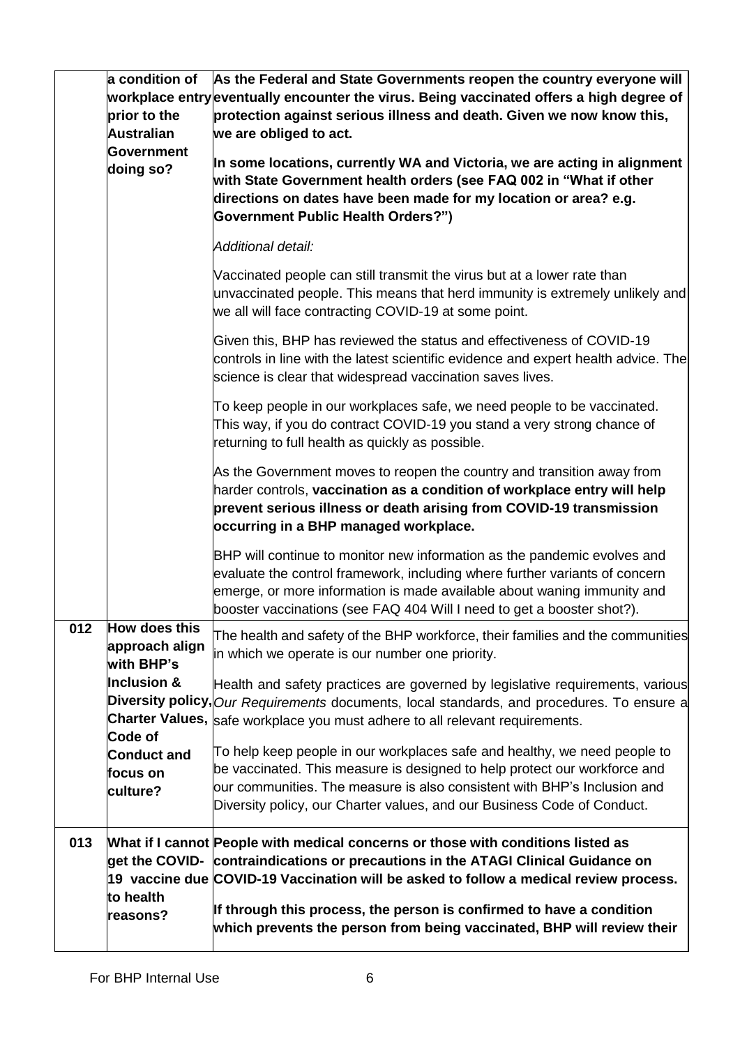| | | |
|---|---|---|
| | a condition of workplace entry prior to the Australian Government doing so? | **As the Federal and State Governments reopen the country everyone will eventually encounter the virus. Being vaccinated offers a high degree of protection against serious illness and death. Given we now know this, we are obliged to act.**<br><br>**In some locations, currently WA and Victoria, we are acting in alignment with State Government health orders (see FAQ 002 in "What if other directions on dates have been made for my location or area? e.g. Government Public Health Orders?")**<br><br>*Additional detail:*<br><br>Vaccinated people can still transmit the virus but at a lower rate than unvaccinated people. This means that herd immunity is extremely unlikely and we all will face contracting COVID-19 at some point.<br><br>Given this, BHP has reviewed the status and effectiveness of COVID-19 controls in line with the latest scientific evidence and expert health advice. The science is clear that widespread vaccination saves lives.<br><br>To keep people in our workplaces safe, we need people to be vaccinated. This way, if you do contract COVID-19 you stand a very strong chance of returning to full health as quickly as possible.<br><br>As the Government moves to reopen the country and transition away from harder controls, **vaccination as a condition of workplace entry will help prevent serious illness or death arising from COVID-19 transmission occurring in a BHP managed workplace.**<br><br>BHP will continue to monitor new information as the pandemic evolves and evaluate the control framework, including where further variants of concern emerge, or more information is made available about waning immunity and booster vaccinations (see FAQ 404 Will I need to get a booster shot?). |
| **012** | **How does this approach align with BHP's Inclusion & Diversity policy, Charter Values, Code of Conduct and focus on culture?** | The health and safety of the BHP workforce, their families and the communities in which we operate is our number one priority.<br><br>Health and safety practices are governed by legislative requirements, various *Our Requirements* documents, local standards, and procedures. To ensure a safe workplace you must adhere to all relevant requirements.<br><br>To help keep people in our workplaces safe and healthy, we need people to be vaccinated. This measure is designed to help protect our workforce and our communities. The measure is also consistent with BHP's Inclusion and Diversity policy, our Charter values, and our Business Code of Conduct. |
| **013** | **What if I cannot get the COVID-19 vaccine due to health reasons?** | **People with medical concerns or those with conditions listed as contraindications or precautions in the ATAGI Clinical Guidance on COVID-19 Vaccination will be asked to follow a medical review process.**<br><br>**If through this process, the person is confirmed to have a condition which prevents the person from being vaccinated, BHP will review their** |

For BHP Internal Use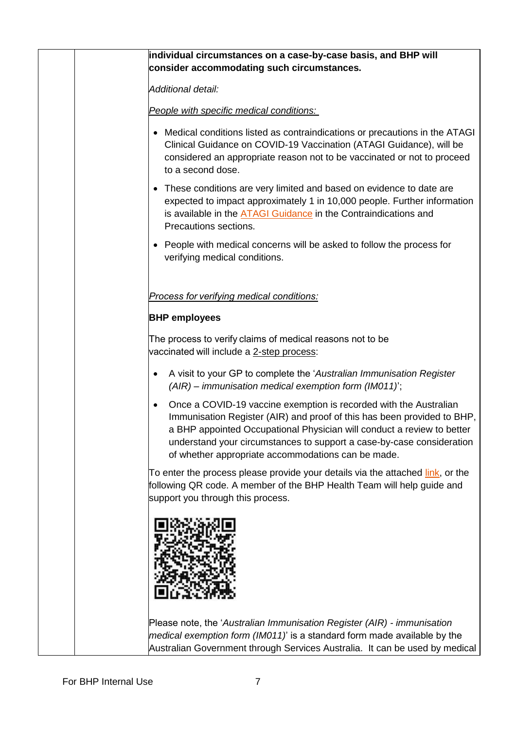| | | **individual circumstances on a case-by-case basis, and BHP will consider accommodating such circumstances.**<br><br>*Additional detail:*<br><br>*People with specific medical conditions:*<br><br>• Medical conditions listed as contraindications or precautions in the ATAGI Clinical Guidance on COVID-19 Vaccination (ATAGI Guidance), will be considered an appropriate reason not to be vaccinated or not to proceed to a second dose.<br><br>• These conditions are very limited and based on evidence to date are expected to impact approximately 1 in 10,000 people. Further information is available in the ATAGI Guidance in the Contraindications and Precautions sections.<br><br>• People with medical concerns will be asked to follow the process for verifying medical conditions.<br><br>*Process for verifying medical conditions:*<br><br>**BHP employees**<br><br>The process to verify claims of medical reasons not to be vaccinated will include a 2-step process:<br><br>• A visit to your GP to complete the '*Australian Immunisation Register (AIR) – immunisation medical exemption form (IM011)*';<br><br>• Once a COVID-19 vaccine exemption is recorded with the Australian Immunisation Register (AIR) and proof of this has been provided to BHP, a BHP appointed Occupational Physician will conduct a review to better understand your circumstances to support a case-by-case consideration of whether appropriate accommodations can be made.<br><br>To enter the process please provide your details via the attached link, or the following QR code. A member of the BHP Health Team will help guide and support you through this process.<br><br>Please note, the '*Australian Immunisation Register (AIR) - immunisation medical exemption form (IM011)*' is a standard form made available by the Australian Government through Services Australia. It can be used by medical |
|---|---|---|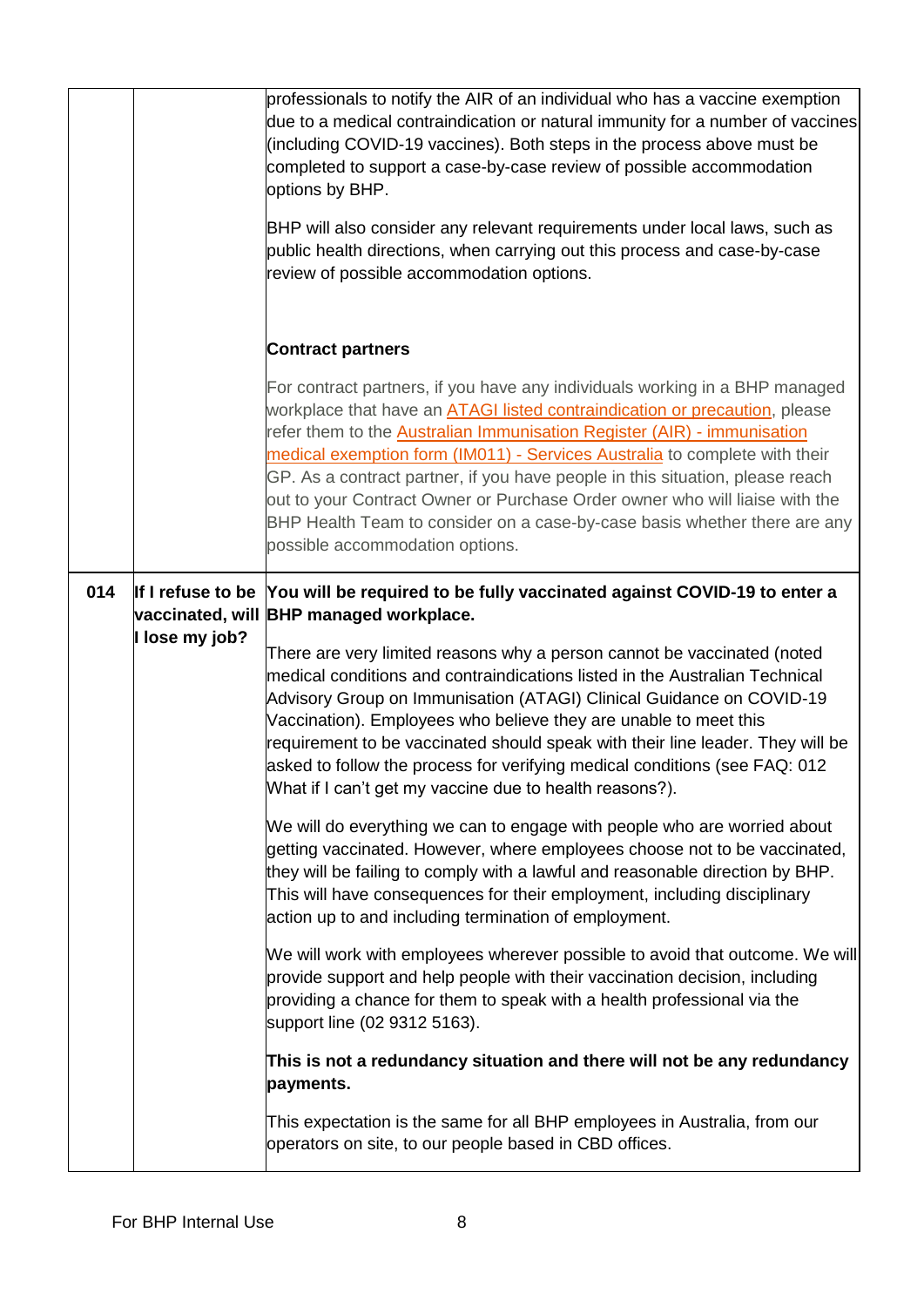| | | |
|---|---|---|
| | | professionals to notify the AIR of an individual who has a vaccine exemption due to a medical contraindication or natural immunity for a number of vaccines (including COVID-19 vaccines). Both steps in the process above must be completed to support a case-by-case review of possible accommodation options by BHP.<br><br>BHP will also consider any relevant requirements under local laws, such as public health directions, when carrying out this process and case-by-case review of possible accommodation options.<br><br>**Contract partners**<br><br>For contract partners, if you have any individuals working in a BHP managed workplace that have an ATAGI listed contraindication or precaution, please refer them to the Australian Immunisation Register (AIR) - immunisation medical exemption form (IM011) - Services Australia to complete with their GP. As a contract partner, if you have people in this situation, please reach out to your Contract Owner or Purchase Order owner who will liaise with the BHP Health Team to consider on a case-by-case basis whether there are any possible accommodation options. |
| **014** | **If I refuse to be vaccinated, will I lose my job?** | **You will be required to be fully vaccinated against COVID-19 to enter a BHP managed workplace.**<br><br>There are very limited reasons why a person cannot be vaccinated (noted medical conditions and contraindications listed in the Australian Technical Advisory Group on Immunisation (ATAGI) Clinical Guidance on COVID-19 Vaccination). Employees who believe they are unable to meet this requirement to be vaccinated should speak with their line leader. They will be asked to follow the process for verifying medical conditions (see FAQ: 012 What if I can't get my vaccine due to health reasons?).<br><br>We will do everything we can to engage with people who are worried about getting vaccinated. However, where employees choose not to be vaccinated, they will be failing to comply with a lawful and reasonable direction by BHP. This will have consequences for their employment, including disciplinary action up to and including termination of employment.<br><br>We will work with employees wherever possible to avoid that outcome. We will provide support and help people with their vaccination decision, including providing a chance for them to speak with a health professional via the support line (02 9312 5163).<br><br>**This is not a redundancy situation and there will not be any redundancy payments.**<br><br>This expectation is the same for all BHP employees in Australia, from our operators on site, to our people based in CBD offices. |

For BHP Internal Use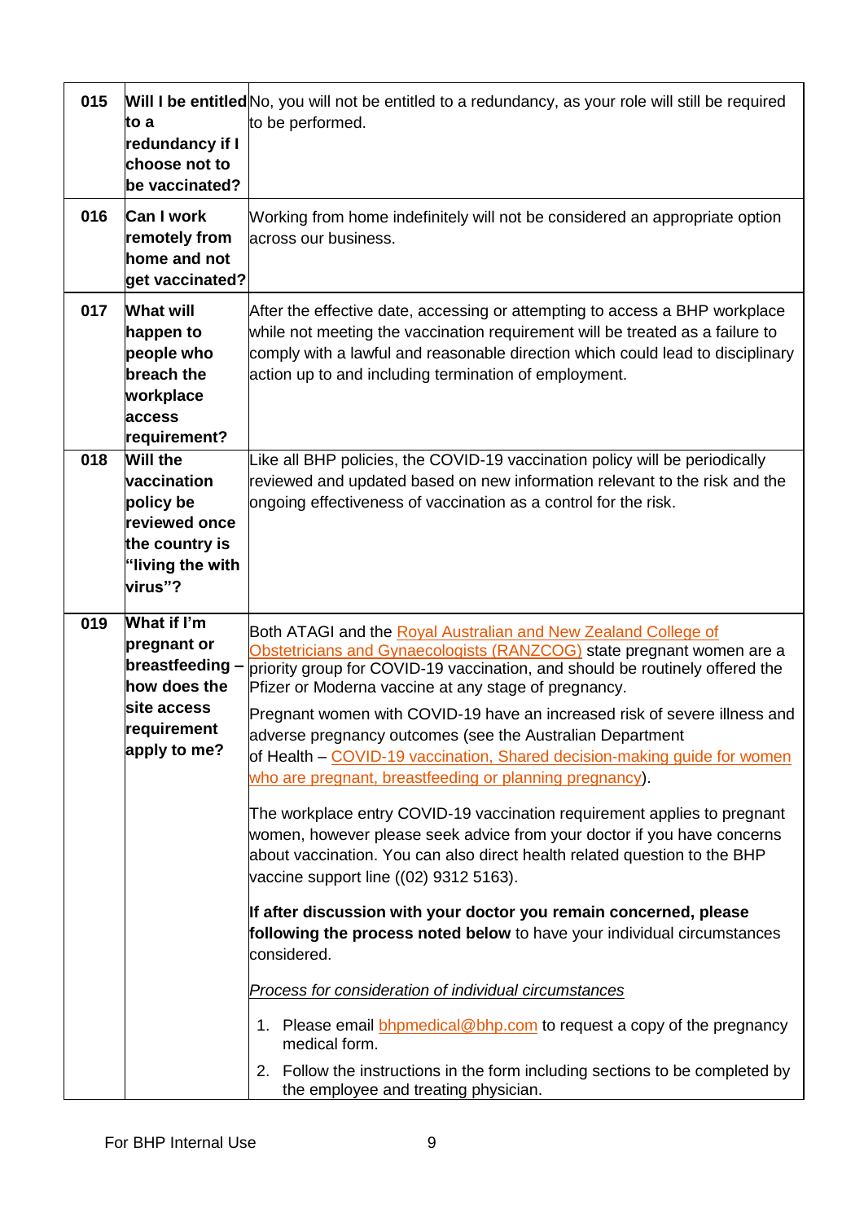| | | |
|---|---|---|
| 015 | **Will I be entitled to a redundancy if I choose not to be vaccinated?** | No, you will not be entitled to a redundancy, as your role will still be required to be performed. |
| 016 | **Can I work remotely from home and not get vaccinated?** | Working from home indefinitely will not be considered an appropriate option across our business. |
| 017 | **What will happen to people who breach the workplace access requirement?** | After the effective date, accessing or attempting to access a BHP workplace while not meeting the vaccination requirement will be treated as a failure to comply with a lawful and reasonable direction which could lead to disciplinary action up to and including termination of employment. |
| 018 | **Will the vaccination policy be reviewed once the country is "living the with virus"?** | Like all BHP policies, the COVID-19 vaccination policy will be periodically reviewed and updated based on new information relevant to the risk and the ongoing effectiveness of vaccination as a control for the risk. |
| 019 | **What if I'm pregnant or breastfeeding – how does the site access requirement apply to me?** | Both ATAGI and the Royal Australian and New Zealand College of Obstetricians and Gynaecologists (RANZCOG) state pregnant women are a priority group for COVID-19 vaccination, and should be routinely offered the Pfizer or Moderna vaccine at any stage of pregnancy.<br><br>Pregnant women with COVID-19 have an increased risk of severe illness and adverse pregnancy outcomes (see the Australian Department of Health – COVID-19 vaccination, Shared decision-making guide for women who are pregnant, breastfeeding or planning pregnancy).<br><br>The workplace entry COVID-19 vaccination requirement applies to pregnant women, however please seek advice from your doctor if you have concerns about vaccination. You can also direct health related question to the BHP vaccine support line ((02) 9312 5163).<br><br>**If after discussion with your doctor you remain concerned, please following the process noted below** to have your individual circumstances considered.<br><br>*Process for consideration of individual circumstances*<br><br>1. Please email bhpmedical@bhp.com to request a copy of the pregnancy medical form.<br>2. Follow the instructions in the form including sections to be completed by the employee and treating physician. |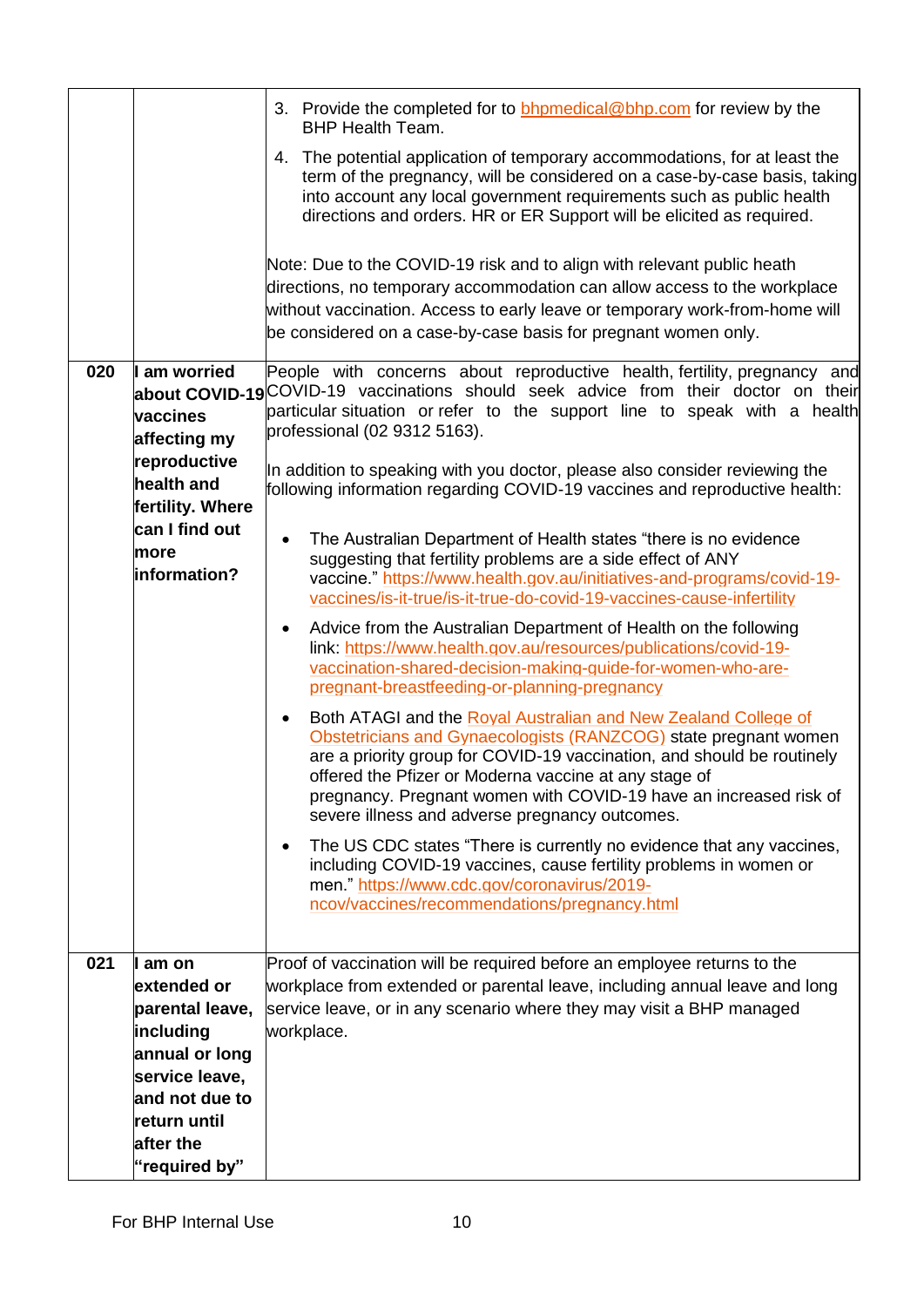| | | |
|---|---|---|
| | | 3. Provide the completed for to bhpmedical@bhp.com for review by the BHP Health Team.<br>4. The potential application of temporary accommodations, for at least the term of the pregnancy, will be considered on a case-by-case basis, taking into account any local government requirements such as public health directions and orders. HR or ER Support will be elicited as required.<br><br>Note: Due to the COVID-19 risk and to align with relevant public heath directions, no temporary accommodation can allow access to the workplace without vaccination. Access to early leave or temporary work-from-home will be considered on a case-by-case basis for pregnant women only. |
| 020 | **I am worried about COVID-19 vaccines affecting my reproductive health and fertility. Where can I find out more information?** | People with concerns about reproductive health, fertility, pregnancy and COVID-19 vaccinations should seek advice from their doctor on their particular situation or refer to the support line to speak with a health professional (02 9312 5163).<br><br>In addition to speaking with you doctor, please also consider reviewing the following information regarding COVID-19 vaccines and reproductive health:<br><br>• The Australian Department of Health states "there is no evidence suggesting that fertility problems are a side effect of ANY vaccine." https://www.health.gov.au/initiatives-and-programs/covid-19-vaccines/is-it-true/is-it-true-do-covid-19-vaccines-cause-infertility<br>• Advice from the Australian Department of Health on the following link: https://www.health.gov.au/resources/publications/covid-19-vaccination-shared-decision-making-guide-for-women-who-are-pregnant-breastfeeding-or-planning-pregnancy<br>• Both ATAGI and the Royal Australian and New Zealand College of Obstetricians and Gynaecologists (RANZCOG) state pregnant women are a priority group for COVID-19 vaccination, and should be routinely offered the Pfizer or Moderna vaccine at any stage of pregnancy. Pregnant women with COVID-19 have an increased risk of severe illness and adverse pregnancy outcomes.<br>• The US CDC states "There is currently no evidence that any vaccines, including COVID-19 vaccines, cause fertility problems in women or men." https://www.cdc.gov/coronavirus/2019-ncov/vaccines/recommendations/pregnancy.html |
| 021 | **I am on extended or parental leave, including annual or long service leave, and not due to return until after the "required by"** | Proof of vaccination will be required before an employee returns to the workplace from extended or parental leave, including annual leave and long service leave, or in any scenario where they may visit a BHP managed workplace. |

For BHP Internal Use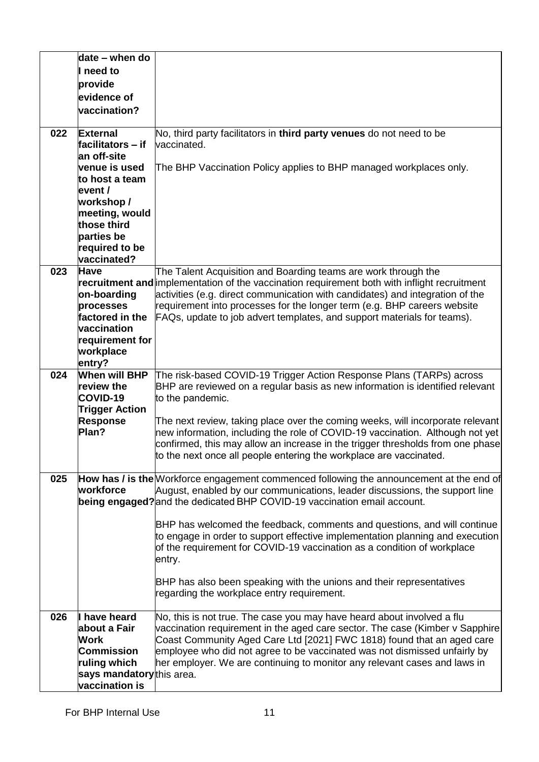| | | |
|---|---|---|
| | **date – when do I need to provide evidence of vaccination?** | |
| 022 | **External facilitators – if an off-site venue is used to host a team event / workshop / meeting, would those third parties be required to be vaccinated?** | No, third party facilitators in **third party venues** do not need to be vaccinated.<br><br>The BHP Vaccination Policy applies to BHP managed workplaces only. |
| 023 | **Have recruitment and on-boarding processes factored in the vaccination requirement for workplace entry?** | The Talent Acquisition and Boarding teams are work through the implementation of the vaccination requirement both with inflight recruitment activities (e.g. direct communication with candidates) and integration of the requirement into processes for the longer term (e.g. BHP careers website FAQs, update to job advert templates, and support materials for teams). |
| 024 | **When will BHP review the COVID-19 Trigger Action Response Plan?** | The risk-based COVID-19 Trigger Action Response Plans (TARPs) across BHP are reviewed on a regular basis as new information is identified relevant to the pandemic.<br><br>The next review, taking place over the coming weeks, will incorporate relevant new information, including the role of COVID-19 vaccination. Although not yet confirmed, this may allow an increase in the trigger thresholds from one phase to the next once all people entering the workplace are vaccinated. |
| 025 | **How has / is the workforce being engaged?** | Workforce engagement commenced following the announcement at the end of August, enabled by our communications, leader discussions, the support line and the dedicated BHP COVID-19 vaccination email account.<br><br>BHP has welcomed the feedback, comments and questions, and will continue to engage in order to support effective implementation planning and execution of the requirement for COVID-19 vaccination as a condition of workplace entry.<br><br>BHP has also been speaking with the unions and their representatives regarding the workplace entry requirement. |
| 026 | **I have heard about a Fair Work Commission ruling which says mandatory vaccination is** | No, this is not true. The case you may have heard about involved a flu vaccination requirement in the aged care sector. The case (Kimber v Sapphire Coast Community Aged Care Ltd [2021] FWC 1818) found that an aged care employee who did not agree to be vaccinated was not dismissed unfairly by her employer. We are continuing to monitor any relevant cases and laws in this area. |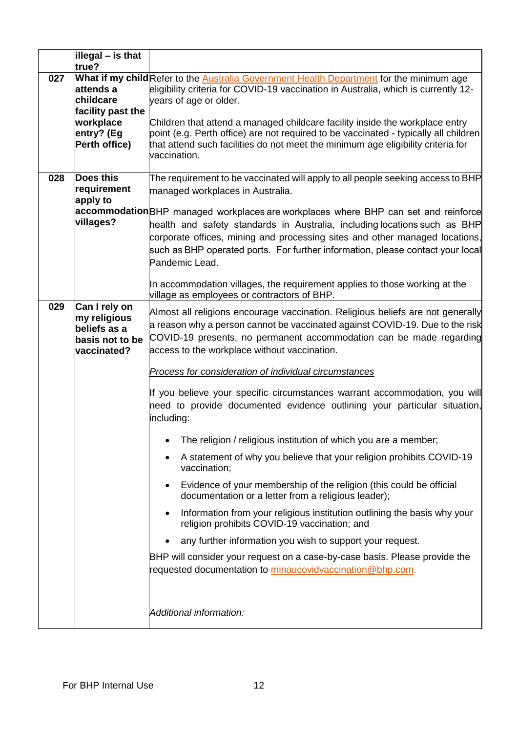| | | |
|---|---|---|
| | **illegal – is that true?** | |
| **027** | **What if my child attends a childcare facility past the workplace entry? (Eg Perth office)** | Refer to the Australia Government Health Department for the minimum age eligibility criteria for COVID-19 vaccination in Australia, which is currently 12-years of age or older.<br><br>Children that attend a managed childcare facility inside the workplace entry point (e.g. Perth office) are not required to be vaccinated - typically all children that attend such facilities do not meet the minimum age eligibility criteria for vaccination. |
| **028** | **Does this requirement apply to accommodation villages?** | The requirement to be vaccinated will apply to all people seeking access to BHP managed workplaces in Australia.<br><br>BHP managed workplaces are workplaces where BHP can set and reinforce health and safety standards in Australia, including locations such as BHP corporate offices, mining and processing sites and other managed locations, such as BHP operated ports. For further information, please contact your local Pandemic Lead.<br><br>In accommodation villages, the requirement applies to those working at the village as employees or contractors of BHP. |
| **029** | **Can I rely on my religious beliefs as a basis not to be vaccinated?** | Almost all religions encourage vaccination. Religious beliefs are not generally a reason why a person cannot be vaccinated against COVID-19. Due to the risk COVID-19 presents, no permanent accommodation can be made regarding access to the workplace without vaccination.<br><br>*Process for consideration of individual circumstances*<br><br>If you believe your specific circumstances warrant accommodation, you will need to provide documented evidence outlining your particular situation, including:<br><br>• The religion / religious institution of which you are a member;<br>• A statement of why you believe that your religion prohibits COVID-19 vaccination;<br>• Evidence of your membership of the religion (this could be official documentation or a letter from a religious leader);<br>• Information from your religious institution outlining the basis why your religion prohibits COVID-19 vaccination; and<br>• any further information you wish to support your request.<br><br>BHP will consider your request on a case-by-case basis. Please provide the requested documentation to minaucovidvaccination@bhp.com.<br><br>*Additional information:* |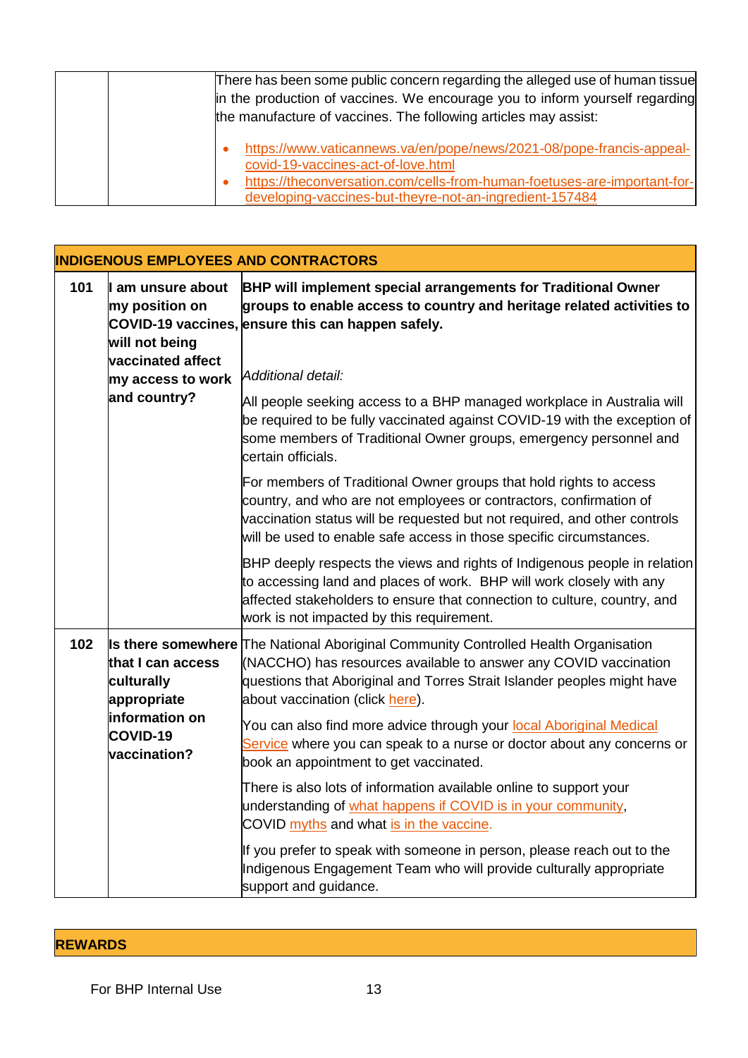| | | There has been some public concern regarding the alleged use of human tissue in the production of vaccines. We encourage you to inform yourself regarding the manufacture of vaccines. The following articles may assist:<br><br>• https://www.vaticannews.va/en/pope/news/2021-08/pope-francis-appeal-covid-19-vaccines-act-of-love.html<br>• https://theconversation.com/cells-from-human-foetuses-are-important-for-developing-vaccines-but-theyre-not-an-ingredient-157484 |
|---|---|---|

| **INDIGENOUS EMPLOYEES AND CONTRACTORS** | | |
|---|---|---|
| **101** | **I am unsure about my position on COVID-19 vaccines, will not being vaccinated affect my access to work and country?** | **BHP will implement special arrangements for Traditional Owner groups to enable access to country and heritage related activities to ensure this can happen safely.**<br><br>*Additional detail:*<br><br>All people seeking access to a BHP managed workplace in Australia will be required to be fully vaccinated against COVID-19 with the exception of some members of Traditional Owner groups, emergency personnel and certain officials.<br><br>For members of Traditional Owner groups that hold rights to access country, and who are not employees or contractors, confirmation of vaccination status will be requested but not required, and other controls will be used to enable safe access in those specific circumstances.<br><br>BHP deeply respects the views and rights of Indigenous people in relation to accessing land and places of work. BHP will work closely with any affected stakeholders to ensure that connection to culture, country, and work is not impacted by this requirement. |
| **102** | **Is there somewhere that I can access culturally appropriate information on COVID-19 vaccination?** | The National Aboriginal Community Controlled Health Organisation (NACCHO) has resources available to answer any COVID vaccination questions that Aboriginal and Torres Strait Islander peoples might have about vaccination (click here).<br><br>You can also find more advice through your local Aboriginal Medical Service where you can speak to a nurse or doctor about any concerns or book an appointment to get vaccinated.<br><br>There is also lots of information available online to support your understanding of what happens if COVID is in your community, COVID myths and what is in the vaccine.<br><br>If you prefer to speak with someone in person, please reach out to the Indigenous Engagement Team who will provide culturally appropriate support and guidance. |

| **REWARDS** |
|---|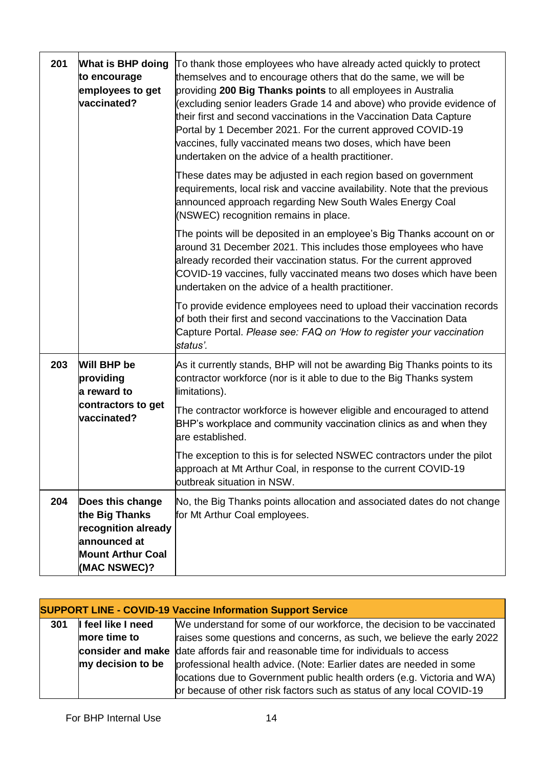| | | |
|---|---|---|
| 201 | **What is BHP doing to encourage employees to get vaccinated?** | To thank those employees who have already acted quickly to protect themselves and to encourage others that do the same, we will be providing **200 Big Thanks points** to all employees in Australia (excluding senior leaders Grade 14 and above) who provide evidence of their first and second vaccinations in the Vaccination Data Capture Portal by 1 December 2021. For the current approved COVID-19 vaccines, fully vaccinated means two doses, which have been undertaken on the advice of a health practitioner.<br><br>These dates may be adjusted in each region based on government requirements, local risk and vaccine availability. Note that the previous announced approach regarding New South Wales Energy Coal (NSWEC) recognition remains in place.<br><br>The points will be deposited in an employee's Big Thanks account on or around 31 December 2021. This includes those employees who have already recorded their vaccination status. For the current approved COVID-19 vaccines, fully vaccinated means two doses which have been undertaken on the advice of a health practitioner.<br><br>To provide evidence employees need to upload their vaccination records of both their first and second vaccinations to the Vaccination Data Capture Portal. *Please see: FAQ on 'How to register your vaccination status'.* |
| 203 | **Will BHP be providing a reward to contractors to get vaccinated?** | As it currently stands, BHP will not be awarding Big Thanks points to its contractor workforce (nor is it able to due to the Big Thanks system limitations).<br><br>The contractor workforce is however eligible and encouraged to attend BHP's workplace and community vaccination clinics as and when they are established.<br><br>The exception to this is for selected NSWEC contractors under the pilot approach at Mt Arthur Coal, in response to the current COVID-19 outbreak situation in NSW. |
| 204 | **Does this change the Big Thanks recognition already announced at Mount Arthur Coal (MAC NSWEC)?** | No, the Big Thanks points allocation and associated dates do not change for Mt Arthur Coal employees. |

| **SUPPORT LINE - COVID-19 Vaccine Information Support Service** | | |
|---|---|---|
| 301 | **I feel like I need more time to consider and make my decision to be** | We understand for some of our workforce, the decision to be vaccinated raises some questions and concerns, as such, we believe the early 2022 date affords fair and reasonable time for individuals to access professional health advice. (Note: Earlier dates are needed in some locations due to Government public health orders (e.g. Victoria and WA) or because of other risk factors such as status of any local COVID-19 |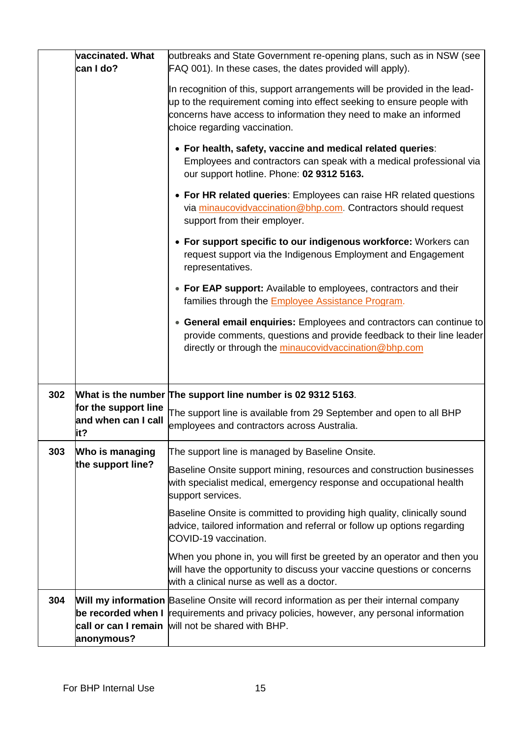| | | |
|---|---|---|
| | **vaccinated. What can I do?** | outbreaks and State Government re-opening plans, such as in NSW (see FAQ 001). In these cases, the dates provided will apply).<br><br>In recognition of this, support arrangements will be provided in the lead-up to the requirement coming into effect seeking to ensure people with concerns have access to information they need to make an informed choice regarding vaccination.<br><br>• **For health, safety, vaccine and medical related queries**: Employees and contractors can speak with a medical professional via our support hotline. Phone: **02 9312 5163.**<br><br>• **For HR related queries**: Employees can raise HR related questions via minaucovidvaccination@bhp.com. Contractors should request support from their employer.<br><br>• **For support specific to our indigenous workforce:** Workers can request support via the Indigenous Employment and Engagement representatives.<br><br>• **For EAP support:** Available to employees, contractors and their families through the Employee Assistance Program.<br><br>• **General email enquiries:** Employees and contractors can continue to provide comments, questions and provide feedback to their line leader directly or through the minaucovidvaccination@bhp.com |
| **302** | **What is the number for the support line and when can I call it?** | **The support line number is 02 9312 5163**.<br><br>The support line is available from 29 September and open to all BHP employees and contractors across Australia. |
| **303** | **Who is managing the support line?** | The support line is managed by Baseline Onsite.<br><br>Baseline Onsite support mining, resources and construction businesses with specialist medical, emergency response and occupational health support services.<br><br>Baseline Onsite is committed to providing high quality, clinically sound advice, tailored information and referral or follow up options regarding COVID-19 vaccination.<br><br>When you phone in, you will first be greeted by an operator and then you will have the opportunity to discuss your vaccine questions or concerns with a clinical nurse as well as a doctor. |
| **304** | **Will my information be recorded when I call or can I remain anonymous?** | Baseline Onsite will record information as per their internal company requirements and privacy policies, however, any personal information will not be shared with BHP. |

For BHP Internal Use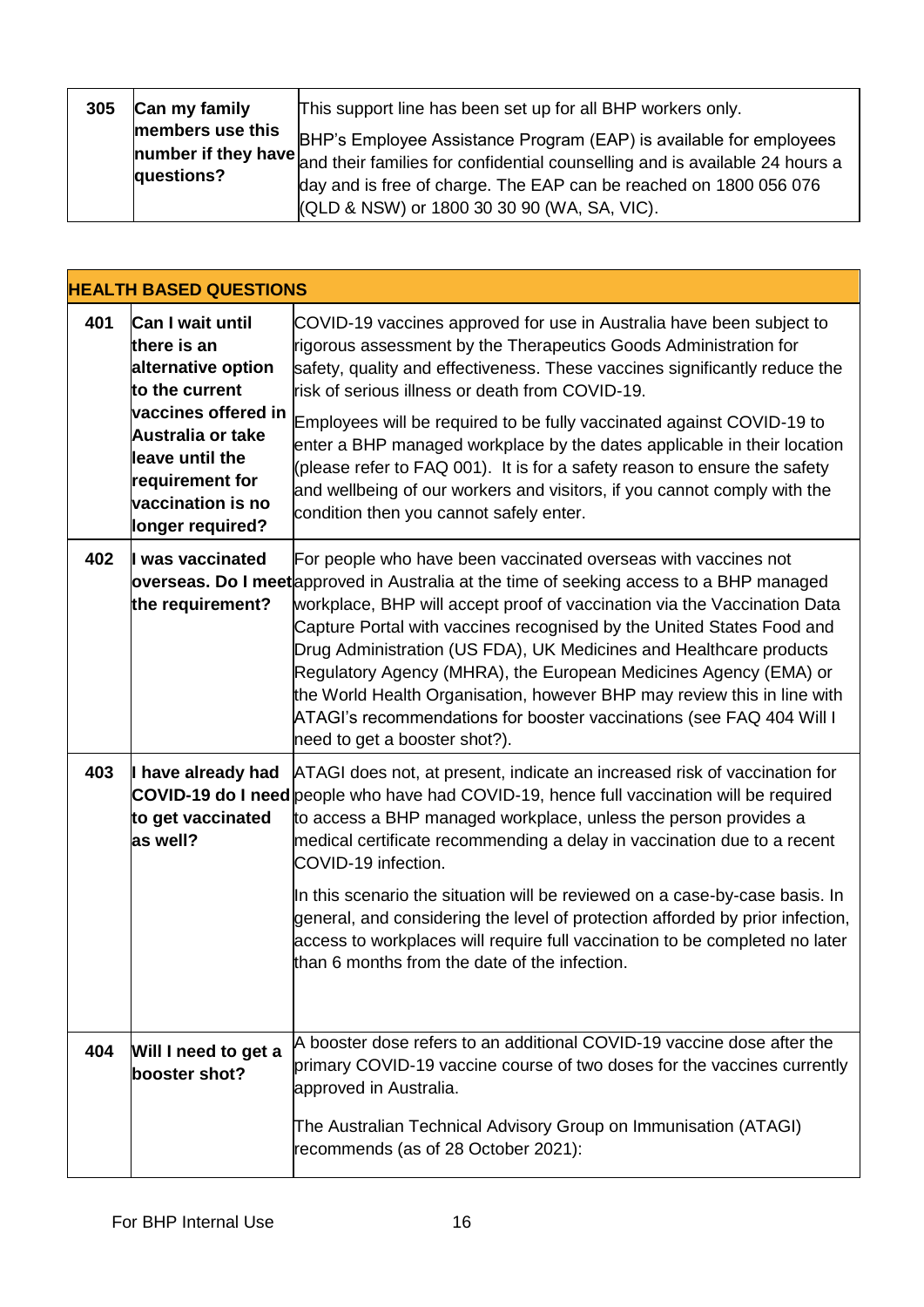| 305 | Can my family members use this number if they have questions? | This support line has been set up for all BHP workers only.<br><br>BHP's Employee Assistance Program (EAP) is available for employees and their families for confidential counselling and is available 24 hours a day and is free of charge. The EAP can be reached on 1800 056 076 (QLD & NSW) or 1800 30 30 90 (WA, SA, VIC). |
|---|---|---|

| **HEALTH BASED QUESTIONS** | | |
|---|---|---|
| **401** | **Can I wait until there is an alternative option to the current vaccines offered in Australia or take leave until the requirement for vaccination is no longer required?** | COVID-19 vaccines approved for use in Australia have been subject to rigorous assessment by the Therapeutics Goods Administration for safety, quality and effectiveness. These vaccines significantly reduce the risk of serious illness or death from COVID-19.<br><br>Employees will be required to be fully vaccinated against COVID-19 to enter a BHP managed workplace by the dates applicable in their location (please refer to FAQ 001). It is for a safety reason to ensure the safety and wellbeing of our workers and visitors, if you cannot comply with the condition then you cannot safely enter. |
| **402** | **I was vaccinated overseas. Do I meet the requirement?** | For people who have been vaccinated overseas with vaccines not approved in Australia at the time of seeking access to a BHP managed workplace, BHP will accept proof of vaccination via the Vaccination Data Capture Portal with vaccines recognised by the United States Food and Drug Administration (US FDA), UK Medicines and Healthcare products Regulatory Agency (MHRA), the European Medicines Agency (EMA) or the World Health Organisation, however BHP may review this in line with ATAGI's recommendations for booster vaccinations (see FAQ 404 Will I need to get a booster shot?). |
| **403** | **I have already had COVID-19 do I need to get vaccinated as well?** | ATAGI does not, at present, indicate an increased risk of vaccination for people who have had COVID-19, hence full vaccination will be required to access a BHP managed workplace, unless the person provides a medical certificate recommending a delay in vaccination due to a recent COVID-19 infection.<br><br>In this scenario the situation will be reviewed on a case-by-case basis. In general, and considering the level of protection afforded by prior infection, access to workplaces will require full vaccination to be completed no later than 6 months from the date of the infection. |
| **404** | **Will I need to get a booster shot?** | A booster dose refers to an additional COVID-19 vaccine dose after the primary COVID-19 vaccine course of two doses for the vaccines currently approved in Australia.<br><br>The Australian Technical Advisory Group on Immunisation (ATAGI) recommends (as of 28 October 2021): |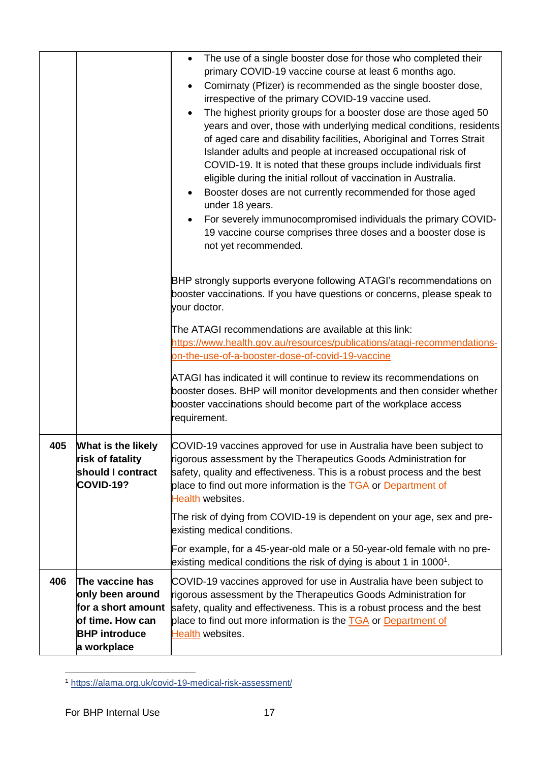| | | |
|---|---|---|
| | | • The use of a single booster dose for those who completed their primary COVID-19 vaccine course at least 6 months ago.<br>• Comirnaty (Pfizer) is recommended as the single booster dose, irrespective of the primary COVID-19 vaccine used.<br>• The highest priority groups for a booster dose are those aged 50 years and over, those with underlying medical conditions, residents of aged care and disability facilities, Aboriginal and Torres Strait Islander adults and people at increased occupational risk of COVID-19. It is noted that these groups include individuals first eligible during the initial rollout of vaccination in Australia.<br>• Booster doses are not currently recommended for those aged under 18 years.<br>• For severely immunocompromised individuals the primary COVID-19 vaccine course comprises three doses and a booster dose is not yet recommended.<br><br>BHP strongly supports everyone following ATAGI's recommendations on booster vaccinations. If you have questions or concerns, please speak to your doctor.<br><br>The ATAGI recommendations are available at this link: https://www.health.gov.au/resources/publications/atagi-recommendations-on-the-use-of-a-booster-dose-of-covid-19-vaccine<br><br>ATAGI has indicated it will continue to review its recommendations on booster doses. BHP will monitor developments and then consider whether booster vaccinations should become part of the workplace access requirement. |
| **405** | **What is the likely risk of fatality should I contract COVID-19?** | COVID-19 vaccines approved for use in Australia have been subject to rigorous assessment by the Therapeutics Goods Administration for safety, quality and effectiveness. This is a robust process and the best place to find out more information is the TGA or Department of Health websites.<br><br>The risk of dying from COVID-19 is dependent on your age, sex and pre-existing medical conditions.<br><br>For example, for a 45-year-old male or a 50-year-old female with no pre-existing medical conditions the risk of dying is about 1 in 1000[1]. |
| **406** | **The vaccine has only been around for a short amount of time. How can BHP introduce a workplace** | COVID-19 vaccines approved for use in Australia have been subject to rigorous assessment by the Therapeutics Goods Administration for safety, quality and effectiveness. This is a robust process and the best place to find out more information is the TGA or Department of Health websites. |

[1] https://alama.org.uk/covid-19-medical-risk-assessment/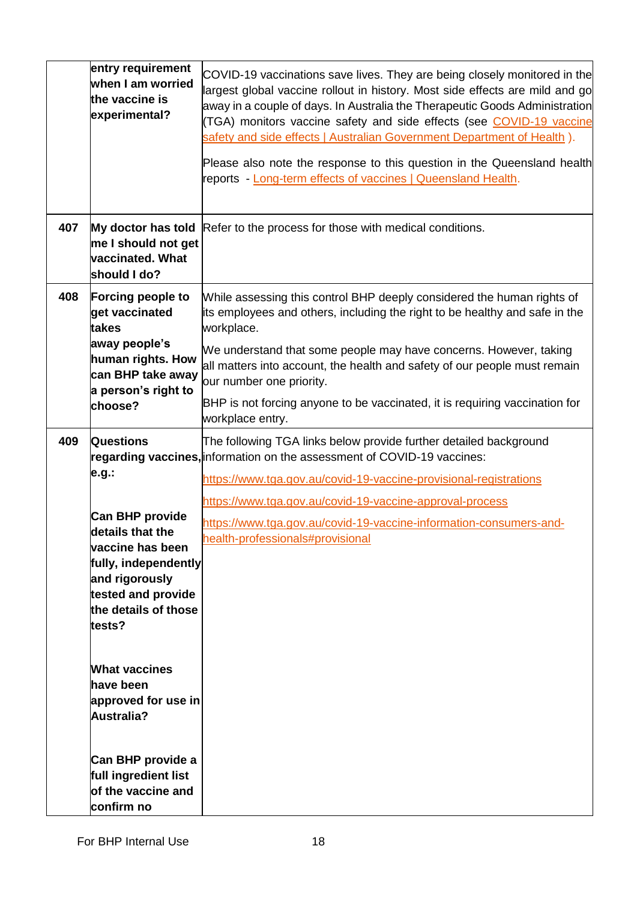| | | |
|---|---|---|
| | entry requirement when I am worried the vaccine is experimental? | COVID-19 vaccinations save lives. They are being closely monitored in the largest global vaccine rollout in history. Most side effects are mild and go away in a couple of days. In Australia the Therapeutic Goods Administration (TGA) monitors vaccine safety and side effects (see [COVID-19 vaccine safety and side effects \| Australian Government Department of Health](#) ).<br><br>Please also note the response to this question in the Queensland health reports - [Long-term effects of vaccines \| Queensland Health](#). |
| **407** | **My doctor has told me I should not get vaccinated. What should I do?** | Refer to the process for those with medical conditions. |
| **408** | **Forcing people to get vaccinated takes away people's human rights. How can BHP take away a person's right to choose?** | While assessing this control BHP deeply considered the human rights of its employees and others, including the right to be healthy and safe in the workplace.<br><br>We understand that some people may have concerns. However, taking all matters into account, the health and safety of our people must remain our number one priority.<br><br>BHP is not forcing anyone to be vaccinated, it is requiring vaccination for workplace entry. |
| **409** | **Questions regarding vaccines, e.g.:**<br><br>**Can BHP provide details that the vaccine has been fully, independently and rigorously tested and provide the details of those tests?**<br><br>**What vaccines have been approved for use in Australia?**<br><br>**Can BHP provide a full ingredient list of the vaccine and confirm no** | The following TGA links below provide further detailed background information on the assessment of COVID-19 vaccines:<br><br>https://www.tga.gov.au/covid-19-vaccine-provisional-registrations<br><br>https://www.tga.gov.au/covid-19-vaccine-approval-process<br><br>https://www.tga.gov.au/covid-19-vaccine-information-consumers-and-health-professionals#provisional |

For BHP Internal Use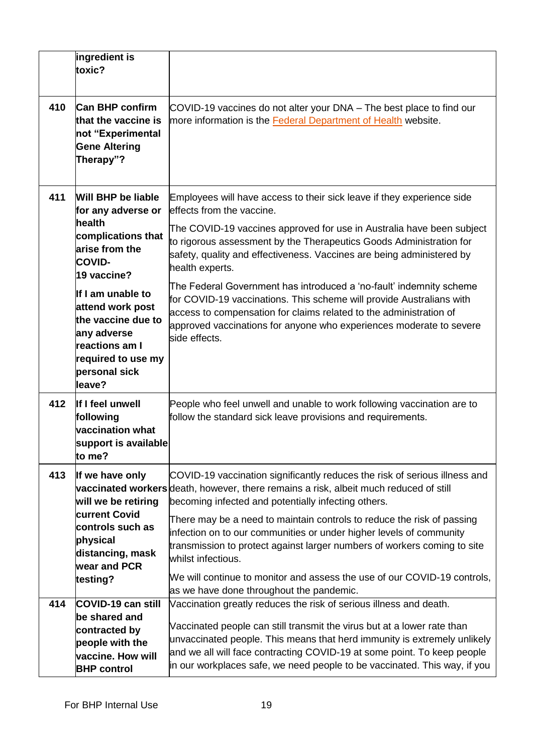|  |  |  |
|---|---|---|
|  | **ingredient is toxic?** |  |
| 410 | **Can BHP confirm that the vaccine is not "Experimental Gene Altering Therapy"?** | COVID-19 vaccines do not alter your DNA – The best place to find our more information is the Federal Department of Health website. |
| 411 | **Will BHP be liable for any adverse or health complications that arise from the COVID-19 vaccine?**<br><br>**If I am unable to attend work post the vaccine due to any adverse reactions am I required to use my personal sick leave?** | Employees will have access to their sick leave if they experience side effects from the vaccine.<br><br>The COVID-19 vaccines approved for use in Australia have been subject to rigorous assessment by the Therapeutics Goods Administration for safety, quality and effectiveness. Vaccines are being administered by health experts.<br><br>The Federal Government has introduced a 'no-fault' indemnity scheme for COVID-19 vaccinations. This scheme will provide Australians with access to compensation for claims related to the administration of approved vaccinations for anyone who experiences moderate to severe side effects. |
| 412 | **If I feel unwell following vaccination what support is available to me?** | People who feel unwell and unable to work following vaccination are to follow the standard sick leave provisions and requirements. |
| 413 | **If we have only vaccinated workers will we be retiring current Covid controls such as physical distancing, mask wear and PCR testing?** | COVID-19 vaccination significantly reduces the risk of serious illness and death, however, there remains a risk, albeit much reduced of still becoming infected and potentially infecting others.<br><br>There may be a need to maintain controls to reduce the risk of passing infection on to our communities or under higher levels of community transmission to protect against larger numbers of workers coming to site whilst infectious.<br><br>We will continue to monitor and assess the use of our COVID-19 controls, as we have done throughout the pandemic. |
| 414 | **COVID-19 can still be shared and contracted by people with the vaccine. How will BHP control** | Vaccination greatly reduces the risk of serious illness and death.<br><br>Vaccinated people can still transmit the virus but at a lower rate than unvaccinated people. This means that herd immunity is extremely unlikely and we all will face contracting COVID-19 at some point. To keep people in our workplaces safe, we need people to be vaccinated. This way, if you |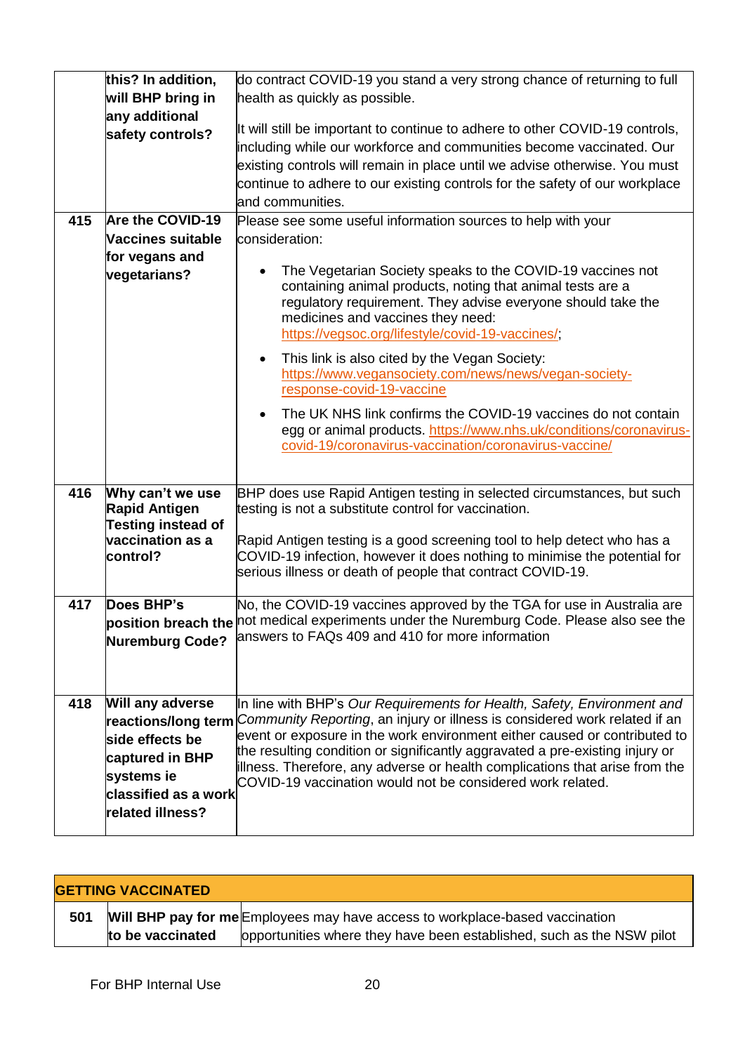|  |  |  |
| --- | --- | --- |
|  | **this? In addition, will BHP bring in any additional safety controls?** | do contract COVID-19 you stand a very strong chance of returning to full health as quickly as possible.<br><br>It will still be important to continue to adhere to other COVID-19 controls, including while our workforce and communities become vaccinated. Our existing controls will remain in place until we advise otherwise. You must continue to adhere to our existing controls for the safety of our workplace and communities. |
| **415** | **Are the COVID-19 Vaccines suitable for vegans and vegetarians?** | Please see some useful information sources to help with your consideration:<br><br>• The Vegetarian Society speaks to the COVID-19 vaccines not containing animal products, noting that animal tests are a regulatory requirement. They advise everyone should take the medicines and vaccines they need: https://vegsoc.org/lifestyle/covid-19-vaccines/;<br><br>• This link is also cited by the Vegan Society: https://www.vegansociety.com/news/news/vegan-society-response-covid-19-vaccine<br><br>• The UK NHS link confirms the COVID-19 vaccines do not contain egg or animal products. https://www.nhs.uk/conditions/coronavirus-covid-19/coronavirus-vaccination/coronavirus-vaccine/ |
| **416** | **Why can't we use Rapid Antigen Testing instead of vaccination as a control?** | BHP does use Rapid Antigen testing in selected circumstances, but such testing is not a substitute control for vaccination.<br><br>Rapid Antigen testing is a good screening tool to help detect who has a COVID-19 infection, however it does nothing to minimise the potential for serious illness or death of people that contract COVID-19. |
| **417** | **Does BHP's position breach the Nuremburg Code?** | No, the COVID-19 vaccines approved by the TGA for use in Australia are not medical experiments under the Nuremburg Code. Please also see the answers to FAQs 409 and 410 for more information |
| **418** | **Will any adverse reactions/long term side effects be captured in BHP systems ie classified as a work related illness?** | In line with BHP's *Our Requirements for Health, Safety, Environment and Community Reporting*, an injury or illness is considered work related if an event or exposure in the work environment either caused or contributed to the resulting condition or significantly aggravated a pre-existing injury or illness. Therefore, any adverse or health complications that arise from the COVID-19 vaccination would not be considered work related. |

| **GETTING VACCINATED** |  |  |
| --- | --- | --- |
| **501** | **Will BHP pay for me to be vaccinated** | Employees may have access to workplace-based vaccination opportunities where they have been established, such as the NSW pilot |

For BHP Internal Use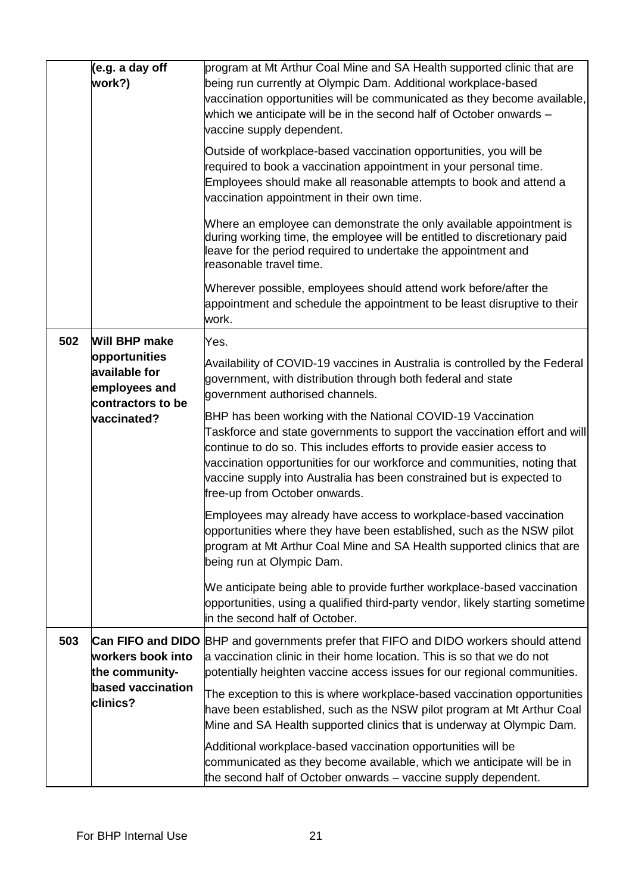| | | |
|---|---|---|
| | **(e.g. a day off work?)** | program at Mt Arthur Coal Mine and SA Health supported clinic that are being run currently at Olympic Dam. Additional workplace-based vaccination opportunities will be communicated as they become available, which we anticipate will be in the second half of October onwards – vaccine supply dependent.<br><br>Outside of workplace-based vaccination opportunities, you will be required to book a vaccination appointment in your personal time. Employees should make all reasonable attempts to book and attend a vaccination appointment in their own time.<br><br>Where an employee can demonstrate the only available appointment is during working time, the employee will be entitled to discretionary paid leave for the period required to undertake the appointment and reasonable travel time.<br><br>Wherever possible, employees should attend work before/after the appointment and schedule the appointment to be least disruptive to their work. |
| **502** | **Will BHP make opportunities available for employees and contractors to be vaccinated?** | Yes.<br><br>Availability of COVID-19 vaccines in Australia is controlled by the Federal government, with distribution through both federal and state government authorised channels.<br><br>BHP has been working with the National COVID-19 Vaccination Taskforce and state governments to support the vaccination effort and will continue to do so. This includes efforts to provide easier access to vaccination opportunities for our workforce and communities, noting that vaccine supply into Australia has been constrained but is expected to free-up from October onwards.<br><br>Employees may already have access to workplace-based vaccination opportunities where they have been established, such as the NSW pilot program at Mt Arthur Coal Mine and SA Health supported clinics that are being run at Olympic Dam.<br><br>We anticipate being able to provide further workplace-based vaccination opportunities, using a qualified third-party vendor, likely starting sometime in the second half of October. |
| **503** | **Can FIFO and DIDO workers book into the community-based vaccination clinics?** | BHP and governments prefer that FIFO and DIDO workers should attend a vaccination clinic in their home location. This is so that we do not potentially heighten vaccine access issues for our regional communities.<br><br>The exception to this is where workplace-based vaccination opportunities have been established, such as the NSW pilot program at Mt Arthur Coal Mine and SA Health supported clinics that is underway at Olympic Dam.<br><br>Additional workplace-based vaccination opportunities will be communicated as they become available, which we anticipate will be in the second half of October onwards – vaccine supply dependent. |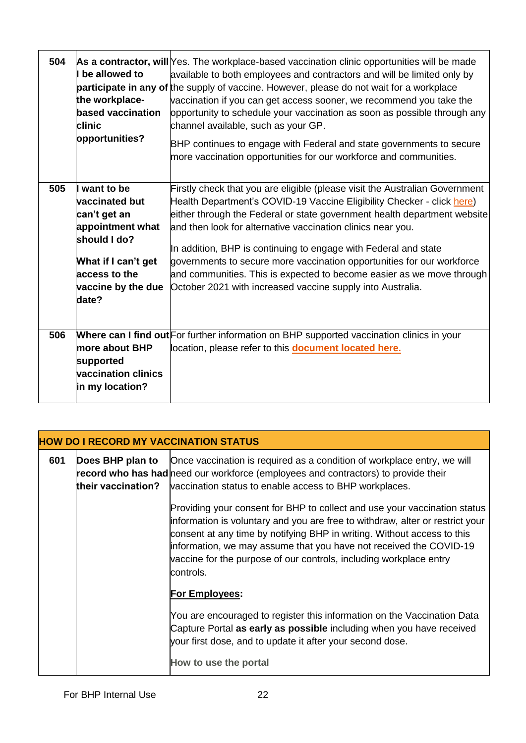| | | |
|---|---|---|
| 504 | **As a contractor, will I be allowed to participate in any of the workplace-based vaccination clinic opportunities?** | Yes. The workplace-based vaccination clinic opportunities will be made available to both employees and contractors and will be limited only by the supply of vaccine. However, please do not wait for a workplace vaccination if you can get access sooner, we recommend you take the opportunity to schedule your vaccination as soon as possible through any channel available, such as your GP.<br><br>BHP continues to engage with Federal and state governments to secure more vaccination opportunities for our workforce and communities. |
| 505 | **I want to be vaccinated but can't get an appointment what should I do?**<br><br>**What if I can't get access to the vaccine by the due date?** | Firstly check that you are eligible (please visit the Australian Government Health Department's COVID-19 Vaccine Eligibility Checker - click here) either through the Federal or state government health department website and then look for alternative vaccination clinics near you.<br><br>In addition, BHP is continuing to engage with Federal and state governments to secure more vaccination opportunities for our workforce and communities. This is expected to become easier as we move through October 2021 with increased vaccine supply into Australia. |
| 506 | **Where can I find out more about BHP supported vaccination clinics in my location?** | For further information on BHP supported vaccination clinics in your location, please refer to this **document located here.** |

| **HOW DO I RECORD MY VACCINATION STATUS** | | |
|---|---|---|
| 601 | **Does BHP plan to record who has had their vaccination?** | Once vaccination is required as a condition of workplace entry, we will need our workforce (employees and contractors) to provide their vaccination status to enable access to BHP workplaces.<br><br>Providing your consent for BHP to collect and use your vaccination status information is voluntary and you are free to withdraw, alter or restrict your consent at any time by notifying BHP in writing. Without access to this information, we may assume that you have not received the COVID-19 vaccine for the purpose of our controls, including workplace entry controls.<br><br>**For Employees:**<br><br>You are encouraged to register this information on the Vaccination Data Capture Portal **as early as possible** including when you have received your first dose, and to update it after your second dose.<br><br>**How to use the portal** |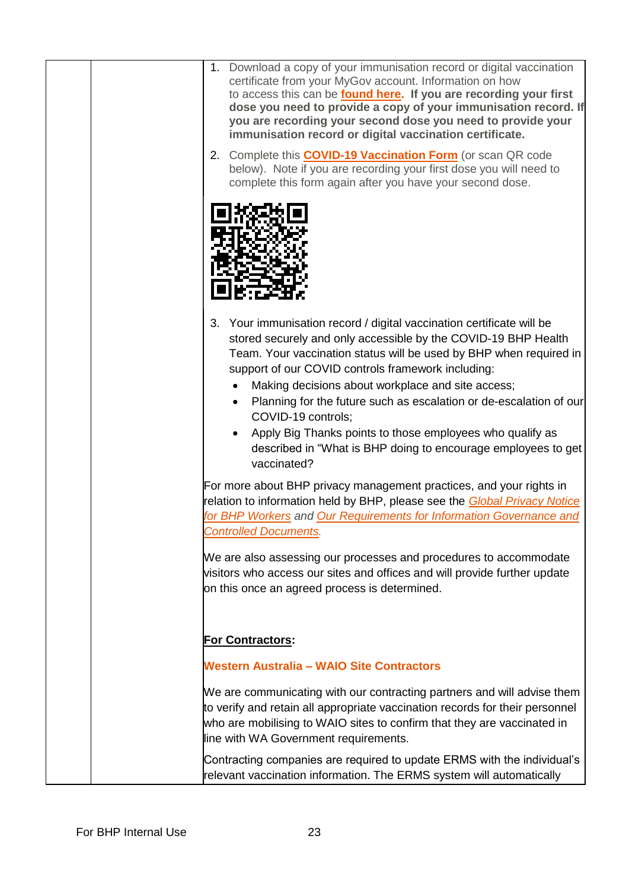1. Download a copy of your immunisation record or digital vaccination certificate from your MyGov account. Information on how to access this can be **found here**. **If you are recording your first dose you need to provide a copy of your immunisation record. If you are recording your second dose you need to provide your immunisation record or digital vaccination certificate.**
2. Complete this **COVID-19 Vaccination Form** (or scan QR code below). Note if you are recording your first dose you will need to complete this form again after you have your second dose.
3. Your immunisation record / digital vaccination certificate will be stored securely and only accessible by the COVID-19 BHP Health Team. Your vaccination status will be used by BHP when required in support of our COVID controls framework including:
   - Making decisions about workplace and site access;
   - Planning for the future such as escalation or de-escalation of our COVID-19 controls;
   - Apply Big Thanks points to those employees who qualify as described in "What is BHP doing to encourage employees to get vaccinated?

For more about BHP privacy management practices, and your rights in relation to information held by BHP, please see the *Global Privacy Notice for BHP Workers and Our Requirements for Information Governance and Controlled Documents.*

We are also assessing our processes and procedures to accommodate visitors who access our sites and offices and will provide further update on this once an agreed process is determined.

**For Contractors:**

**Western Australia – WAIO Site Contractors**

We are communicating with our contracting partners and will advise them to verify and retain all appropriate vaccination records for their personnel who are mobilising to WAIO sites to confirm that they are vaccinated in line with WA Government requirements.

Contracting companies are required to update ERMS with the individual's relevant vaccination information. The ERMS system will automatically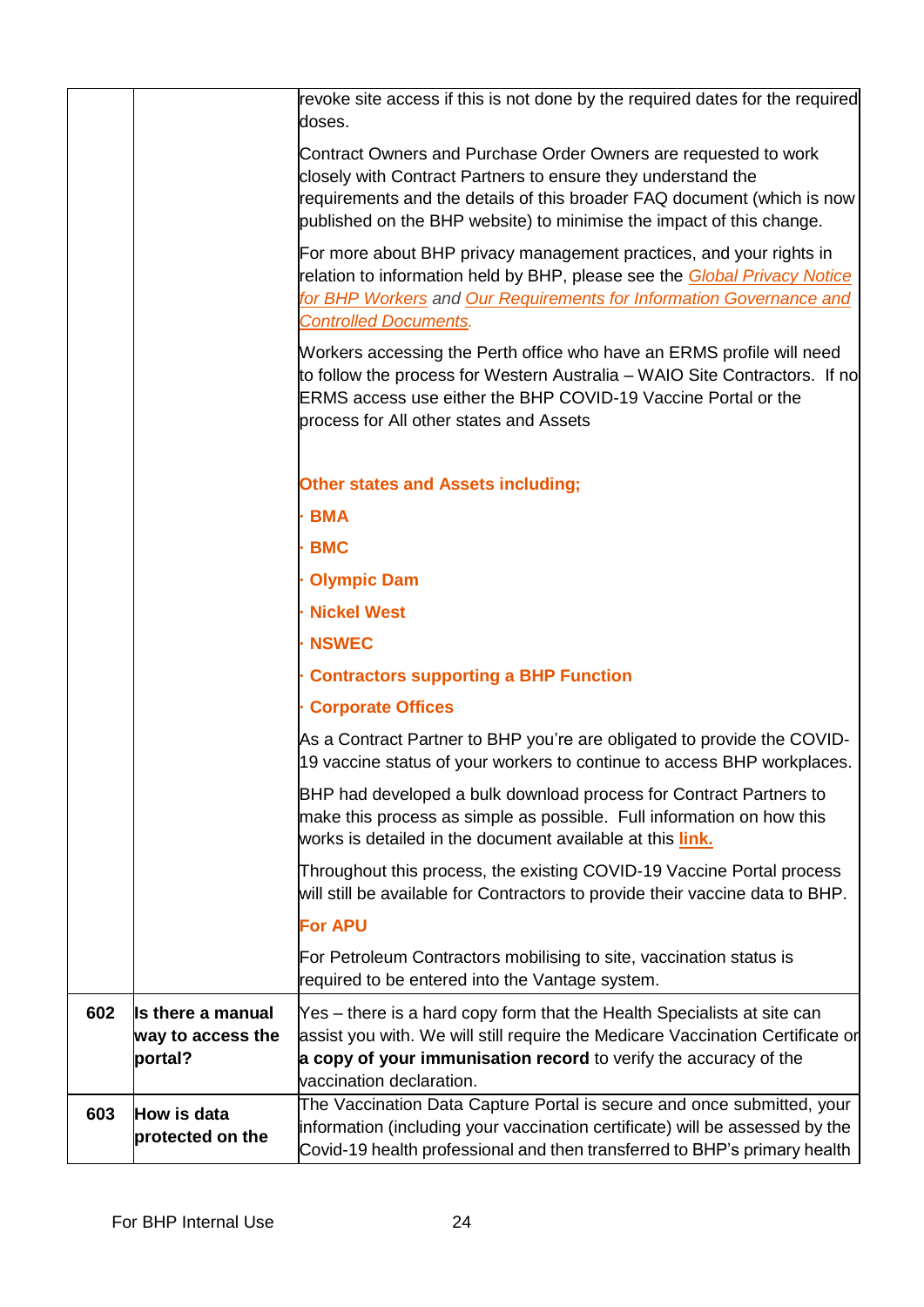| | | |
|---|---|---|
| | | revoke site access if this is not done by the required dates for the required doses.<br><br>Contract Owners and Purchase Order Owners are requested to work closely with Contract Partners to ensure they understand the requirements and the details of this broader FAQ document (which is now published on the BHP website) to minimise the impact of this change.<br><br>For more about BHP privacy management practices, and your rights in relation to information held by BHP, please see the *Global Privacy Notice for BHP Workers* and *Our Requirements for Information Governance and Controlled Documents*.<br><br>Workers accessing the Perth office who have an ERMS profile will need to follow the process for Western Australia – WAIO Site Contractors. If no ERMS access use either the BHP COVID-19 Vaccine Portal or the process for All other states and Assets<br><br>**Other states and Assets including;**<br>· **BMA**<br>· **BMC**<br>· **Olympic Dam**<br>· **Nickel West**<br>· **NSWEC**<br>· **Contractors supporting a BHP Function**<br>· **Corporate Offices**<br><br>As a Contract Partner to BHP you're are obligated to provide the COVID-19 vaccine status of your workers to continue to access BHP workplaces.<br><br>BHP had developed a bulk download process for Contract Partners to make this process as simple as possible. Full information on how this works is detailed in the document available at this **link.**<br><br>Throughout this process, the existing COVID-19 Vaccine Portal process will still be available for Contractors to provide their vaccine data to BHP.<br><br>**For APU**<br><br>For Petroleum Contractors mobilising to site, vaccination status is required to be entered into the Vantage system. |
| **602** | **Is there a manual way to access the portal?** | Yes – there is a hard copy form that the Health Specialists at site can assist you with. We will still require the Medicare Vaccination Certificate or **a copy of your immunisation record** to verify the accuracy of the vaccination declaration. |
| **603** | **How is data protected on the** | The Vaccination Data Capture Portal is secure and once submitted, your information (including your vaccination certificate) will be assessed by the Covid-19 health professional and then transferred to BHP's primary health |

For BHP Internal Use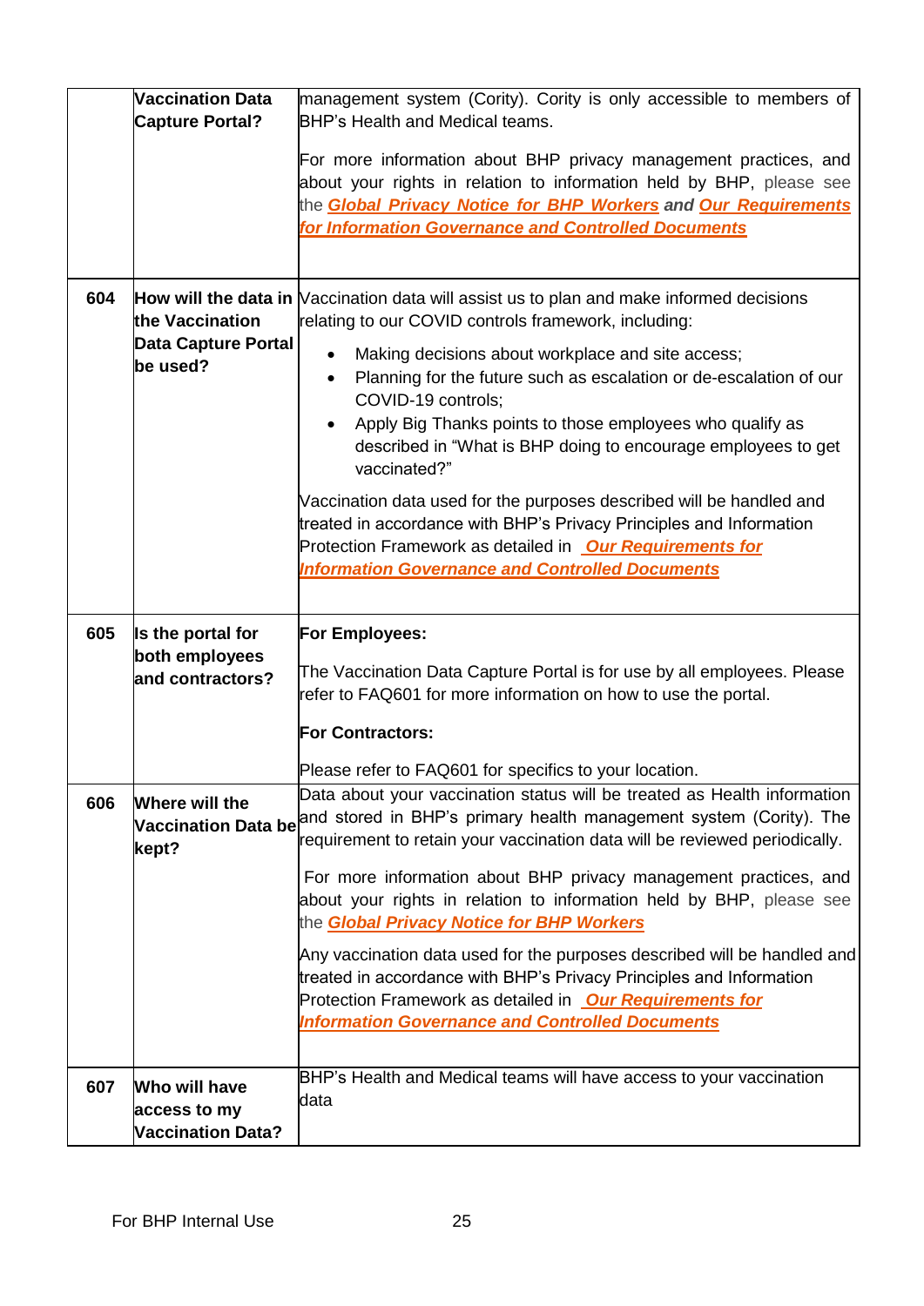| | | |
|---|---|---|
| | **Vaccination Data Capture Portal?** | management system (Cority). Cority is only accessible to members of BHP's Health and Medical teams.<br><br>For more information about BHP privacy management practices, and about your rights in relation to information held by BHP, please see the ***Global Privacy Notice for BHP Workers*** **and** ***Our Requirements for Information Governance and Controlled Documents*** |
| 604 | **How will the data in the Vaccination Data Capture Portal be used?** | Vaccination data will assist us to plan and make informed decisions relating to our COVID controls framework, including:<br>• Making decisions about workplace and site access;<br>• Planning for the future such as escalation or de-escalation of our COVID-19 controls;<br>• Apply Big Thanks points to those employees who qualify as described in "What is BHP doing to encourage employees to get vaccinated?"<br><br>Vaccination data used for the purposes described will be handled and treated in accordance with BHP's Privacy Principles and Information Protection Framework as detailed in ***Our Requirements for Information Governance and Controlled Documents*** |
| 605 | **Is the portal for both employees and contractors?** | **For Employees:**<br><br>The Vaccination Data Capture Portal is for use by all employees. Please refer to FAQ601 for more information on how to use the portal.<br><br>**For Contractors:**<br><br>Please refer to FAQ601 for specifics to your location. |
| 606 | **Where will the Vaccination Data be kept?** | Data about your vaccination status will be treated as Health information and stored in BHP's primary health management system (Cority). The requirement to retain your vaccination data will be reviewed periodically.<br><br>For more information about BHP privacy management practices, and about your rights in relation to information held by BHP, please see the ***Global Privacy Notice for BHP Workers***<br><br>Any vaccination data used for the purposes described will be handled and treated in accordance with BHP's Privacy Principles and Information Protection Framework as detailed in ***Our Requirements for Information Governance and Controlled Documents*** |
| 607 | **Who will have access to my Vaccination Data?** | BHP's Health and Medical teams will have access to your vaccination data |

For BHP Internal Use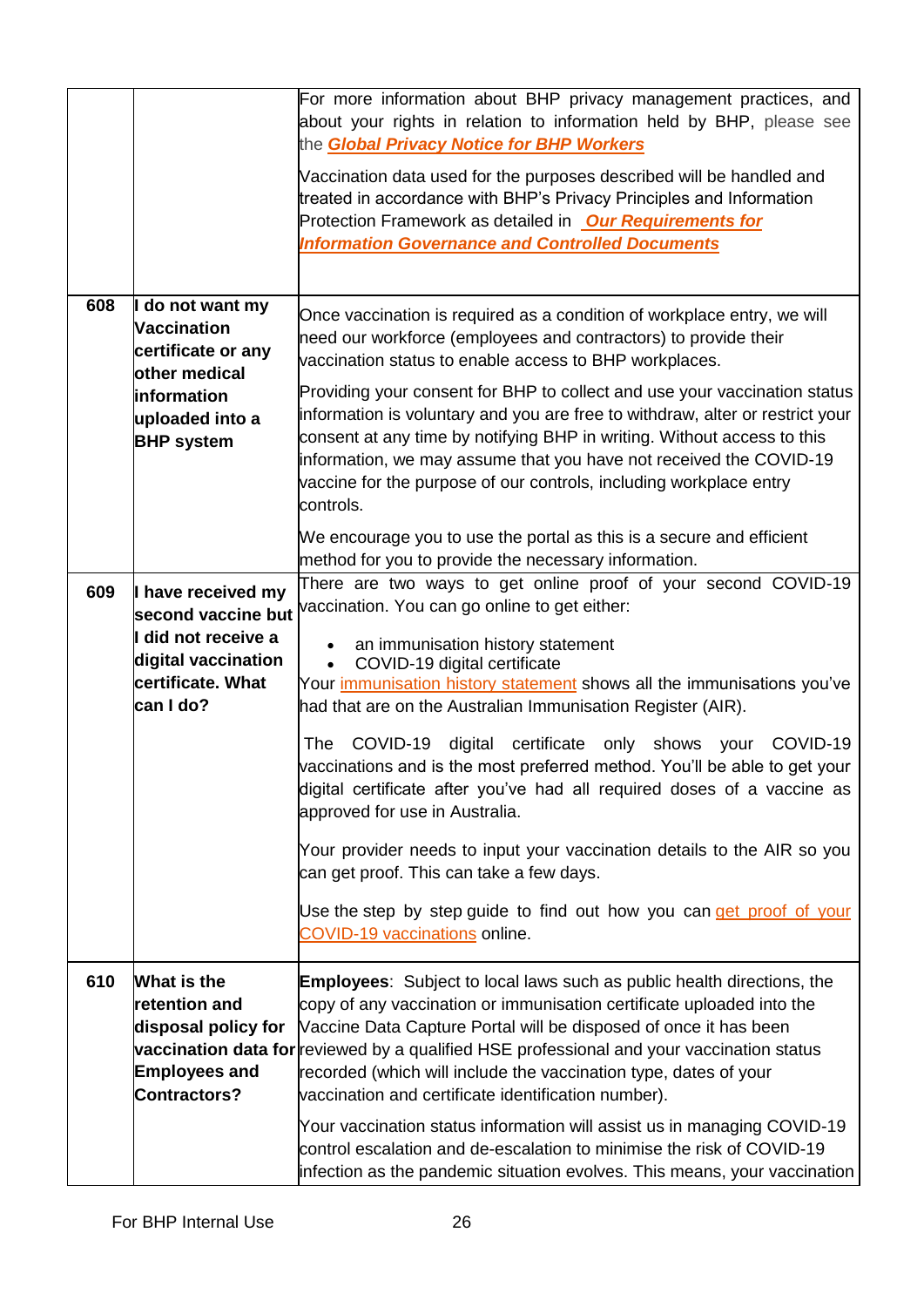| | | |
|---|---|---|
| | | For more information about BHP privacy management practices, and about your rights in relation to information held by BHP, please see the ***Global Privacy Notice for BHP Workers***<br><br>Vaccination data used for the purposes described will be handled and treated in accordance with BHP's Privacy Principles and Information Protection Framework as detailed in ***Our Requirements for Information Governance and Controlled Documents*** |
| **608** | **I do not want my Vaccination certificate or any other medical information uploaded into a BHP system** | Once vaccination is required as a condition of workplace entry, we will need our workforce (employees and contractors) to provide their vaccination status to enable access to BHP workplaces.<br><br>Providing your consent for BHP to collect and use your vaccination status information is voluntary and you are free to withdraw, alter or restrict your consent at any time by notifying BHP in writing. Without access to this information, we may assume that you have not received the COVID-19 vaccine for the purpose of our controls, including workplace entry controls.<br><br>We encourage you to use the portal as this is a secure and efficient method for you to provide the necessary information. |
| **609** | **I have received my second vaccine but I did not receive a digital vaccination certificate. What can I do?** | There are two ways to get online proof of your second COVID-19 vaccination. You can go online to get either:<br><br>• an immunisation history statement<br>• COVID-19 digital certificate<br><br>Your immunisation history statement shows all the immunisations you've had that are on the Australian Immunisation Register (AIR).<br><br>The COVID-19 digital certificate only shows your COVID-19 vaccinations and is the most preferred method. You'll be able to get your digital certificate after you've had all required doses of a vaccine as approved for use in Australia.<br><br>Your provider needs to input your vaccination details to the AIR so you can get proof. This can take a few days.<br><br>Use the step by step guide to find out how you can get proof of your COVID-19 vaccinations online. |
| **610** | **What is the retention and disposal policy for vaccination data for Employees and Contractors?** | **Employees**: Subject to local laws such as public health directions, the copy of any vaccination or immunisation certificate uploaded into the Vaccine Data Capture Portal will be disposed of once it has been reviewed by a qualified HSE professional and your vaccination status recorded (which will include the vaccination type, dates of your vaccination and certificate identification number).<br><br>Your vaccination status information will assist us in managing COVID-19 control escalation and de-escalation to minimise the risk of COVID-19 infection as the pandemic situation evolves. This means, your vaccination |

For BHP Internal Use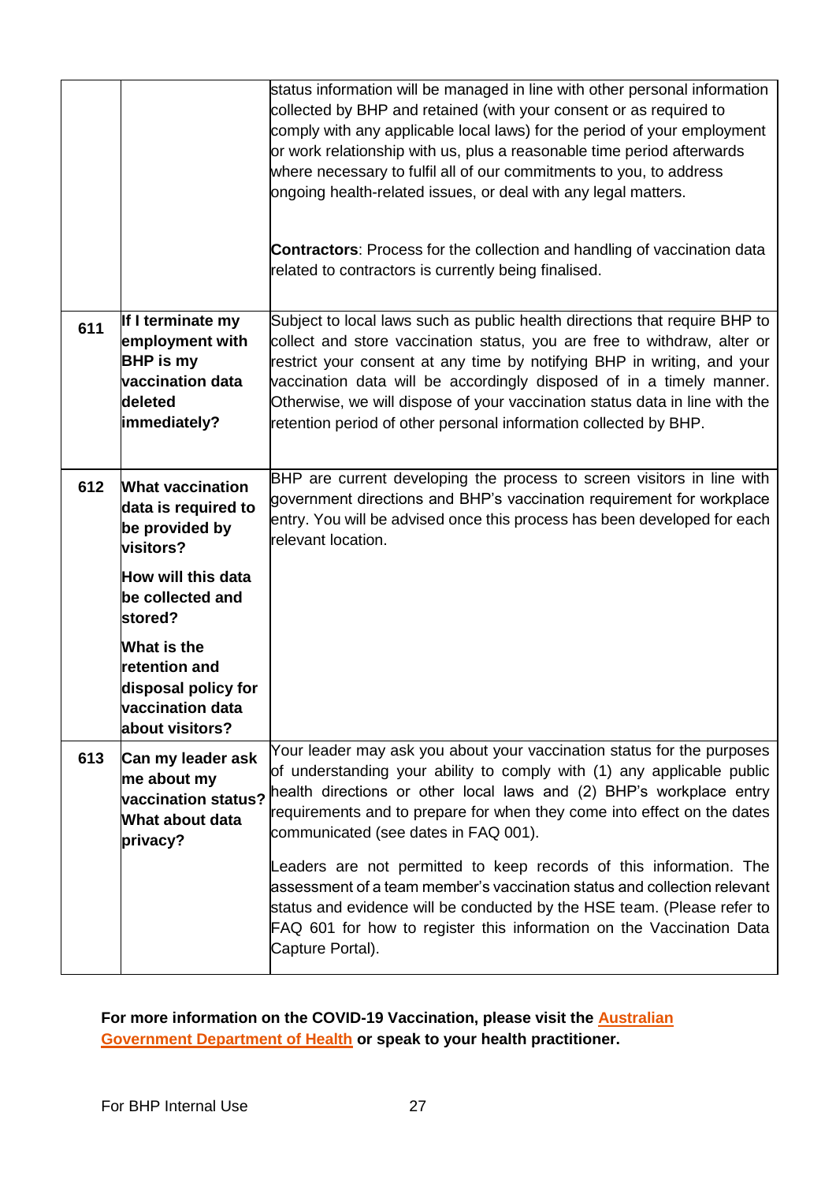| | | |
|---|---|---|
| | | status information will be managed in line with other personal information collected by BHP and retained (with your consent or as required to comply with any applicable local laws) for the period of your employment or work relationship with us, plus a reasonable time period afterwards where necessary to fulfil all of our commitments to you, to address ongoing health-related issues, or deal with any legal matters.<br><br>**Contractors**: Process for the collection and handling of vaccination data related to contractors is currently being finalised. |
| 611 | **If I terminate my employment with BHP is my vaccination data deleted immediately?** | Subject to local laws such as public health directions that require BHP to collect and store vaccination status, you are free to withdraw, alter or restrict your consent at any time by notifying BHP in writing, and your vaccination data will be accordingly disposed of in a timely manner. Otherwise, we will dispose of your vaccination status data in line with the retention period of other personal information collected by BHP. |
| 612 | **What vaccination data is required to be provided by visitors?**<br><br>**How will this data be collected and stored?**<br><br>**What is the retention and disposal policy for vaccination data about visitors?** | BHP are current developing the process to screen visitors in line with government directions and BHP's vaccination requirement for workplace entry. You will be advised once this process has been developed for each relevant location. |
| 613 | **Can my leader ask me about my vaccination status? What about data privacy?** | Your leader may ask you about your vaccination status for the purposes of understanding your ability to comply with (1) any applicable public health directions or other local laws and (2) BHP's workplace entry requirements and to prepare for when they come into effect on the dates communicated (see dates in FAQ 001).<br><br>Leaders are not permitted to keep records of this information. The assessment of a team member's vaccination status and collection relevant status and evidence will be conducted by the HSE team. (Please refer to FAQ 601 for how to register this information on the Vaccination Data Capture Portal). |

**For more information on the COVID-19 Vaccination, please visit the Australian Government Department of Health or speak to your health practitioner.**

For BHP Internal Use